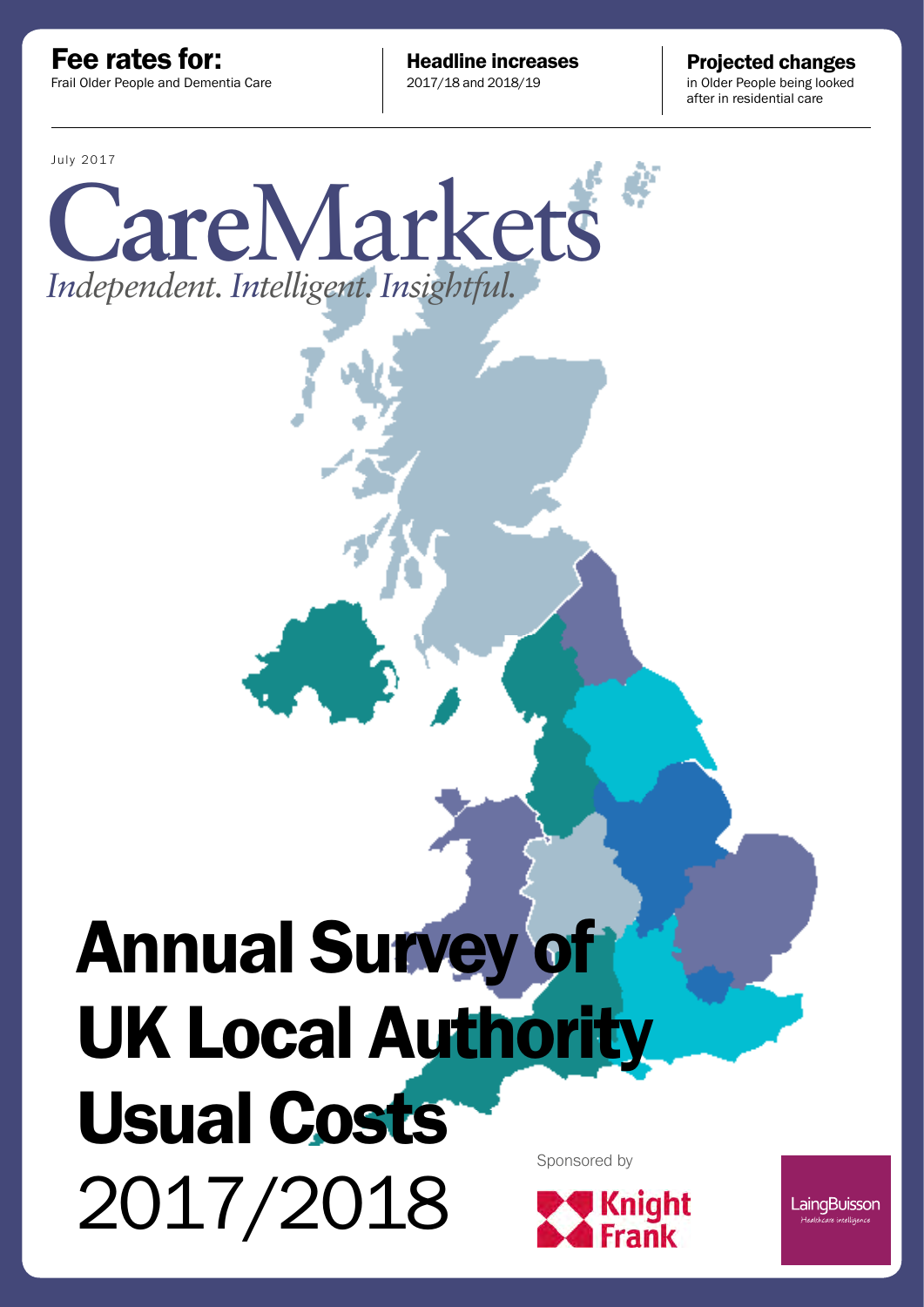**Fee rates for:**
Frail Older People and Dementia Care

**Headline increases**
2017/18 and 2018/19

**Projected changes**
in Older People being looked after in residential care

July 2017

# CareMarkets

*Independent. Intelligent. Insightful.*

# Annual Survey of UK Local Authority Usual Costs 2017/2018

Sponsored by

Knight Frank

LaingBuisson
Healthcare intelligence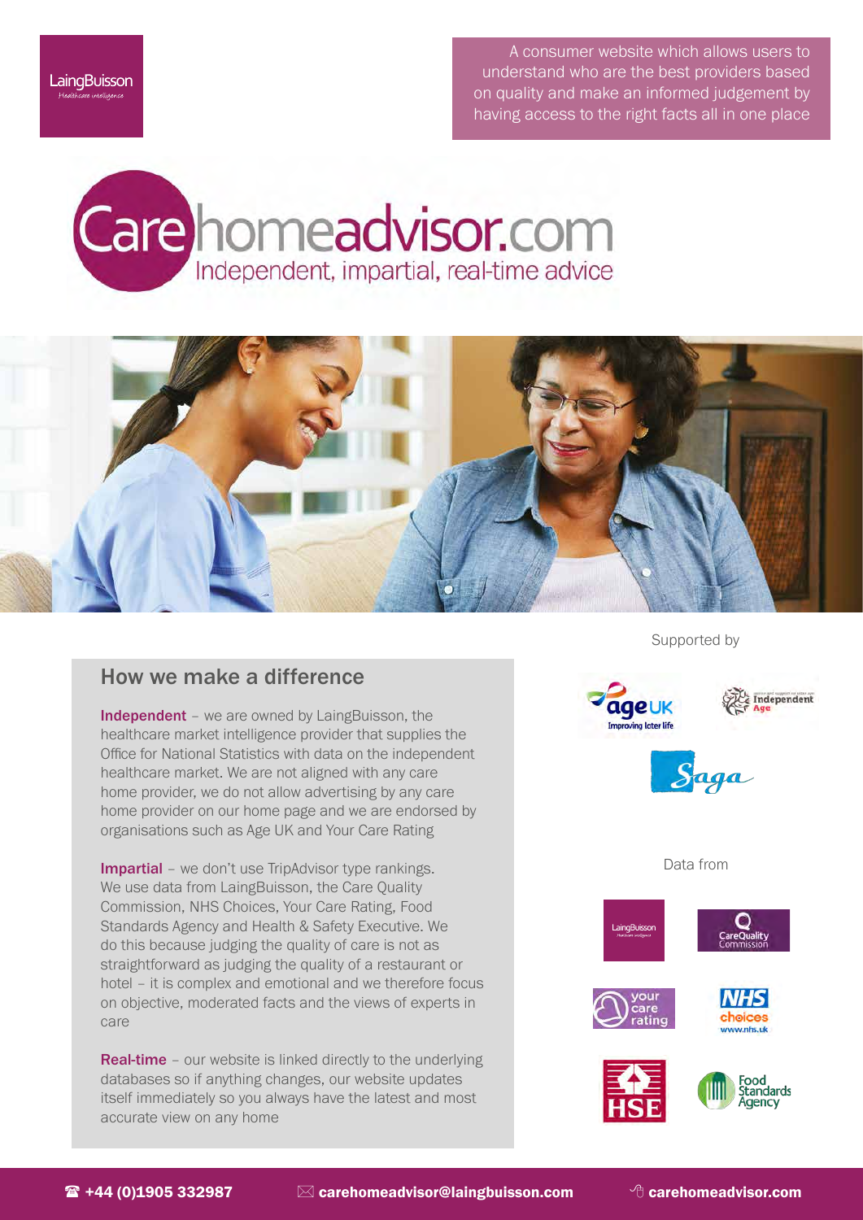LaingBuisson
Healthcare intelligence

A consumer website which allows users to understand who are the best providers based on quality and make an informed judgement by having access to the right facts all in one place

# Carehomeadvisor.com

Independent, impartial, real-time advice

## How we make a difference

**Independent** – we are owned by LaingBuisson, the healthcare market intelligence provider that supplies the Office for National Statistics with data on the independent healthcare market. We are not aligned with any care home provider, we do not allow advertising by any care home provider on our home page and we are endorsed by organisations such as Age UK and Your Care Rating

**Impartial** – we don't use TripAdvisor type rankings. We use data from LaingBuisson, the Care Quality Commission, NHS Choices, Your Care Rating, Food Standards Agency and Health & Safety Executive. We do this because judging the quality of care is not as straightforward as judging the quality of a restaurant or hotel – it is complex and emotional and we therefore focus on objective, moderated facts and the views of experts in care

**Real-time** – our website is linked directly to the underlying databases so if anything changes, our website updates itself immediately so you always have the latest and most accurate view on any home

Supported by

Age UK – Improving later life
Independent Age
Saga

Data from

LaingBuisson
Care Quality Commission
your care rating
NHS choices www.nhs.uk
HSE
Food Standards Agency

**+44 (0)1905 332987** **carehomeadvisor@laingbuisson.com** **carehomeadvisor.com**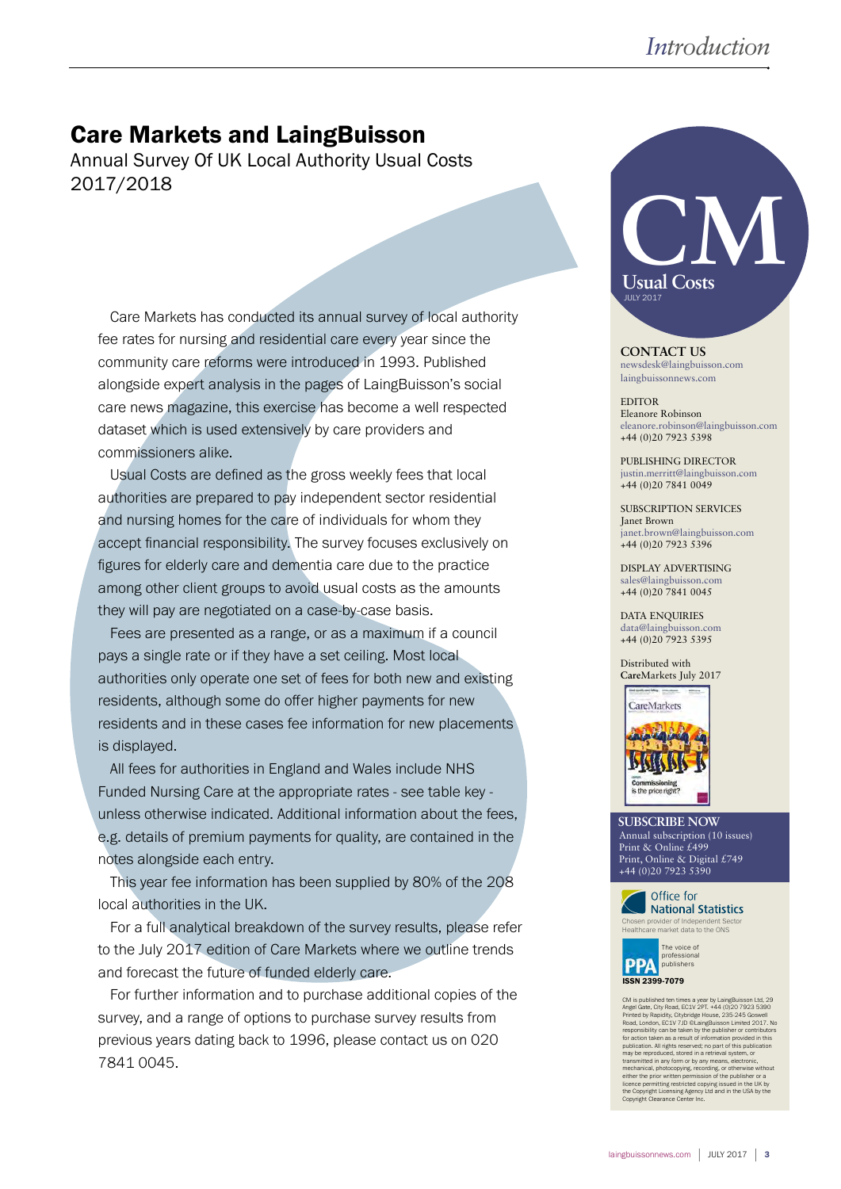# Care Markets and LaingBuisson

Annual Survey Of UK Local Authority Usual Costs 2017/2018

Care Markets has conducted its annual survey of local authority fee rates for nursing and residential care every year since the community care reforms were introduced in 1993. Published alongside expert analysis in the pages of LaingBuisson's social care news magazine, this exercise has become a well respected dataset which is used extensively by care providers and commissioners alike.

Usual Costs are defined as the gross weekly fees that local authorities are prepared to pay independent sector residential and nursing homes for the care of individuals for whom they accept financial responsibility. The survey focuses exclusively on figures for elderly care and dementia care due to the practice among other client groups to avoid usual costs as the amounts they will pay are negotiated on a case-by-case basis.

Fees are presented as a range, or as a maximum if a council pays a single rate or if they have a set ceiling. Most local authorities only operate one set of fees for both new and existing residents, although some do offer higher payments for new residents and in these cases fee information for new placements is displayed.

All fees for authorities in England and Wales include NHS Funded Nursing Care at the appropriate rates - see table key - unless otherwise indicated. Additional information about the fees, e.g. details of premium payments for quality, are contained in the notes alongside each entry.

This year fee information has been supplied by 80% of the 208 local authorities in the UK.

For a full analytical breakdown of the survey results, please refer to the July 2017 edition of Care Markets where we outline trends and forecast the future of funded elderly care.

For further information and to purchase additional copies of the survey, and a range of options to purchase survey results from previous years dating back to 1996, please contact us on 020 7841 0045.

---

**CM**
**Usual Costs**
JULY 2017

**CONTACT US**
newsdesk@laingbuisson.com
laingbuissonnews.com

EDITOR
Eleanore Robinson
eleanore.robinson@laingbuisson.com
+44 (0)20 7923 5398

PUBLISHING DIRECTOR
justin.merritt@laingbuisson.com
+44 (0)20 7841 0049

SUBSCRIPTION SERVICES
Janet Brown
janet.brown@laingbuisson.com
+44 (0)20 7923 5396

DISPLAY ADVERTISING
sales@laingbuisson.com
+44 (0)20 7841 0045

DATA ENQUIRIES
data@laingbuisson.com
+44 (0)20 7923 5395

Distributed with
**Care**Markets July 2017

**SUBSCRIBE NOW**
Annual subscription (10 issues)
Print & Online £499
Print, Online & Digital £749
+44 (0)20 7923 5390

Office for National Statistics
Chosen provider of Independent Sector Healthcare market data to the ONS

PPA The voice of professional publishers

**ISSN 2399-7079**

CM is published ten times a year by LaingBuisson Ltd, 29 Angel Gate, City Road, EC1V 2PT. +44 (0)20 7923 5390 Printed by Rapidity, Citybridge House, 235-245 Goswell Road, London, EC1V 7JD ©LaingBuisson Limited 2017. No responsibility can be taken by the publisher or contributors for action taken as a result of information provided in this publication. All rights reserved; no part of this publication may be reproduced, stored in a retrieval system, or transmitted in any form or by any means, electronic, mechanical, photocopying, recording, or otherwise without either the prior written permission of the publisher or a licence permitting restricted copying issued in the UK by the Copyright Licensing Agency Ltd and in the USA by the Copyright Clearance Center Inc.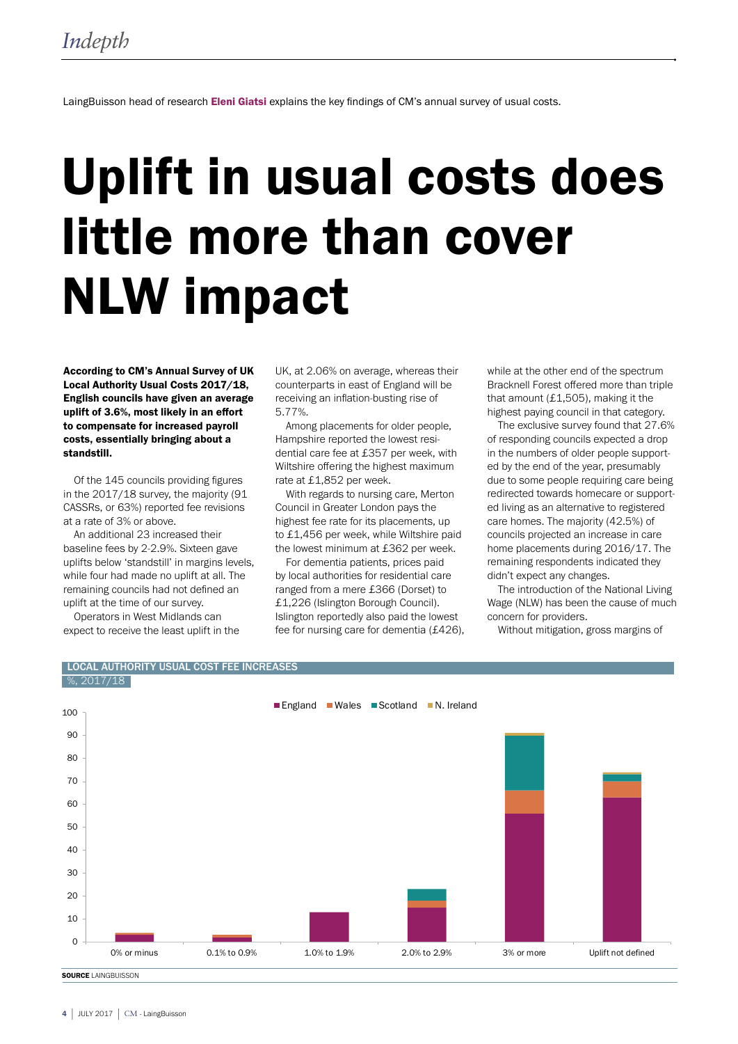LaingBuisson head of research **Eleni Giatsi** explains the key findings of CM's annual survey of usual costs.

# Uplift in usual costs does little more than cover NLW impact

**According to CM's Annual Survey of UK Local Authority Usual Costs 2017/18, English councils have given an average uplift of 3.6%, most likely in an effort to compensate for increased payroll costs, essentially bringing about a standstill.**

Of the 145 councils providing figures in the 2017/18 survey, the majority (91 CASSRs, or 63%) reported fee revisions at a rate of 3% or above.

An additional 23 increased their baseline fees by 2-2.9%. Sixteen gave uplifts below 'standstill' in margins levels, while four had made no uplift at all. The remaining councils had not defined an uplift at the time of our survey.

Operators in West Midlands can expect to receive the least uplift in the UK, at 2.06% on average, whereas their counterparts in east of England will be receiving an inflation-busting rise of 5.77%.

Among placements for older people, Hampshire reported the lowest residential care fee at £357 per week, with Wiltshire offering the highest maximum rate at £1,852 per week.

With regards to nursing care, Merton Council in Greater London pays the highest fee rate for its placements, up to £1,456 per week, while Wiltshire paid the lowest minimum at £362 per week.

For dementia patients, prices paid by local authorities for residential care ranged from a mere £366 (Dorset) to £1,226 (Islington Borough Council). Islington reportedly also paid the lowest fee for nursing care for dementia (£426), while at the other end of the spectrum Bracknell Forest offered more than triple that amount (£1,505), making it the highest paying council in that category.

The exclusive survey found that 27.6% of responding councils expected a drop in the numbers of older people supported by the end of the year, presumably due to some people requiring care being redirected towards homecare or supported living as an alternative to registered care homes. The majority (42.5%) of councils projected an increase in care home placements during 2016/17. The remaining respondents indicated they didn't expect any changes.

The introduction of the National Living Wage (NLW) has been the cause of much concern for providers.

Without mitigation, gross margins of

**LOCAL AUTHORITY USUAL COST FEE INCREASES**
%, 2017/18

Legend: England, Wales, Scotland, N. Ireland

Categories: 0% or minus; 0.1% to 0.9%; 1.0% to 1.9%; 2.0% to 2.9%; 3% or more; Uplift not defined

**SOURCE** LAINGBUISSON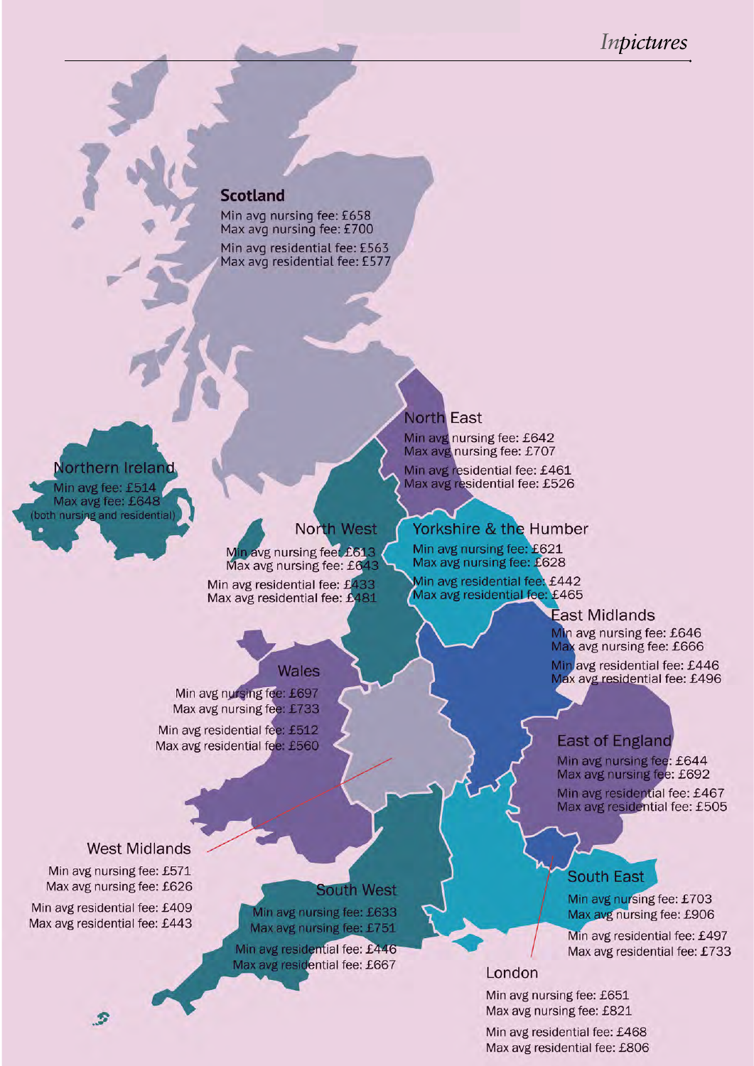## Scotland

Min avg nursing fee: £658
Max avg nursing fee: £700

Min avg residential fee: £563
Max avg residential fee: £577

## Northern Ireland

Min avg fee: £514
Max avg fee: £648
(both nursing and residential)

## North East

Min avg nursing fee: £642
Max avg nursing fee: £707

Min avg residential fee: £461
Max avg residential fee: £526

## North West

Min avg nursing fee: £613
Max avg nursing fee: £643

Min avg residential fee: £433
Max avg residential fee: £481

## Yorkshire & the Humber

Min avg nursing fee: £621
Max avg nursing fee: £628

Min avg residential fee: £442
Max avg residential fee: £465

## East Midlands

Min avg nursing fee: £646
Max avg nursing fee: £666

Min avg residential fee: £446
Max avg residential fee: £496

## Wales

Min avg nursing fee: £697
Max avg nursing fee: £733

Min avg residential fee: £512
Max avg residential fee: £560

## East of England

Min avg nursing fee: £644
Max avg nursing fee: £692

Min avg residential fee: £467
Max avg residential fee: £505

## West Midlands

Min avg nursing fee: £571
Max avg nursing fee: £626

Min avg residential fee: £409
Max avg residential fee: £443

## South West

Min avg nursing fee: £633
Max avg nursing fee: £751

Min avg residential fee: £446
Max avg residential fee: £667

## South East

Min avg nursing fee: £703
Max avg nursing fee: £906

Min avg residential fee: £497
Max avg residential fee: £733

## London

Min avg nursing fee: £651
Max avg nursing fee: £821

Min avg residential fee: £468
Max avg residential fee: £806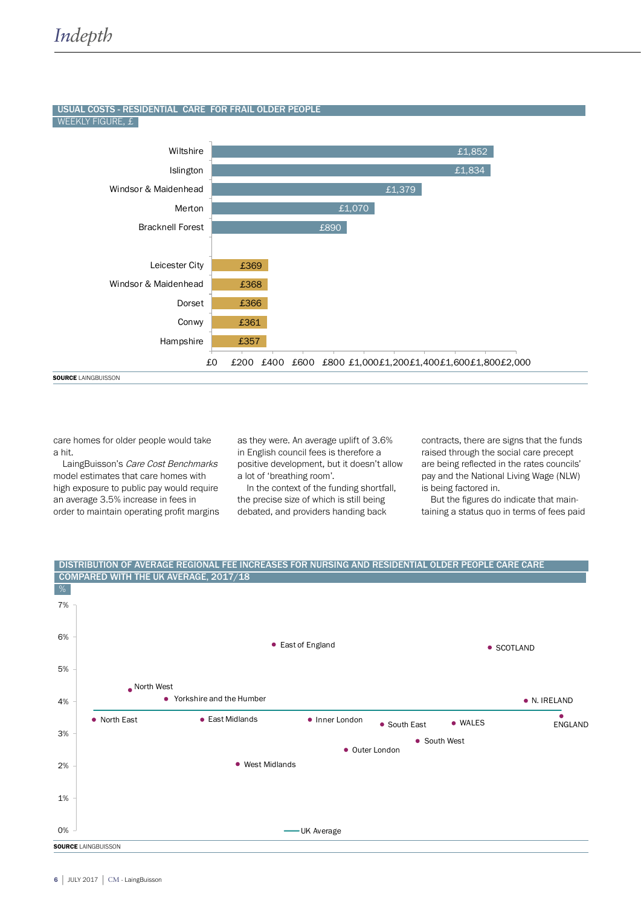## USUAL COSTS - RESIDENTIAL CARE FOR FRAIL OLDER PEOPLE

WEEKLY FIGURE, £

| Area | Weekly cost |
|---|---|
| Wiltshire | £1,852 |
| Islington | £1,834 |
| Windsor & Maidenhead | £1,379 |
| Merton | £1,070 |
| Bracknell Forest | £890 |
| Leicester City | £369 |
| Windsor & Maidenhead | £368 |
| Dorset | £366 |
| Conwy | £361 |
| Hampshire | £357 |

**SOURCE** LAINGBUISSON

care homes for older people would take a hit.

LaingBuisson's *Care Cost Benchmarks* model estimates that care homes with high exposure to public pay would require an average 3.5% increase in fees in order to maintain operating profit margins as they were. An average uplift of 3.6% in English council fees is therefore a positive development, but it doesn't allow a lot of 'breathing room'.

In the context of the funding shortfall, the precise size of which is still being debated, and providers handing back contracts, there are signs that the funds raised through the social care precept are being reflected in the rates councils' pay and the National Living Wage (NLW) is being factored in.

But the figures do indicate that maintaining a status quo in terms of fees paid

## DISTRIBUTION OF AVERAGE REGIONAL FEE INCREASES FOR NURSING AND RESIDENTIAL OLDER PEOPLE CARE CARE COMPARED WITH THE UK AVERAGE, 2017/18

%

| Region | Approx. fee increase (%) |
|---|---|
| North East | 3.5 |
| North West | 4.3 |
| Yorkshire and the Humber | 4.0 |
| East Midlands | 3.5 |
| West Midlands | 2.0 |
| East of England | 5.8 |
| Inner London | 3.5 |
| Outer London | 2.5 |
| South East | 3.4 |
| South West | 2.8 |
| WALES | 3.4 |
| SCOTLAND | 5.7 |
| N. IRELAND | 4.0 |
| ENGLAND | 3.6 |

— UK Average

**SOURCE** LAINGBUISSON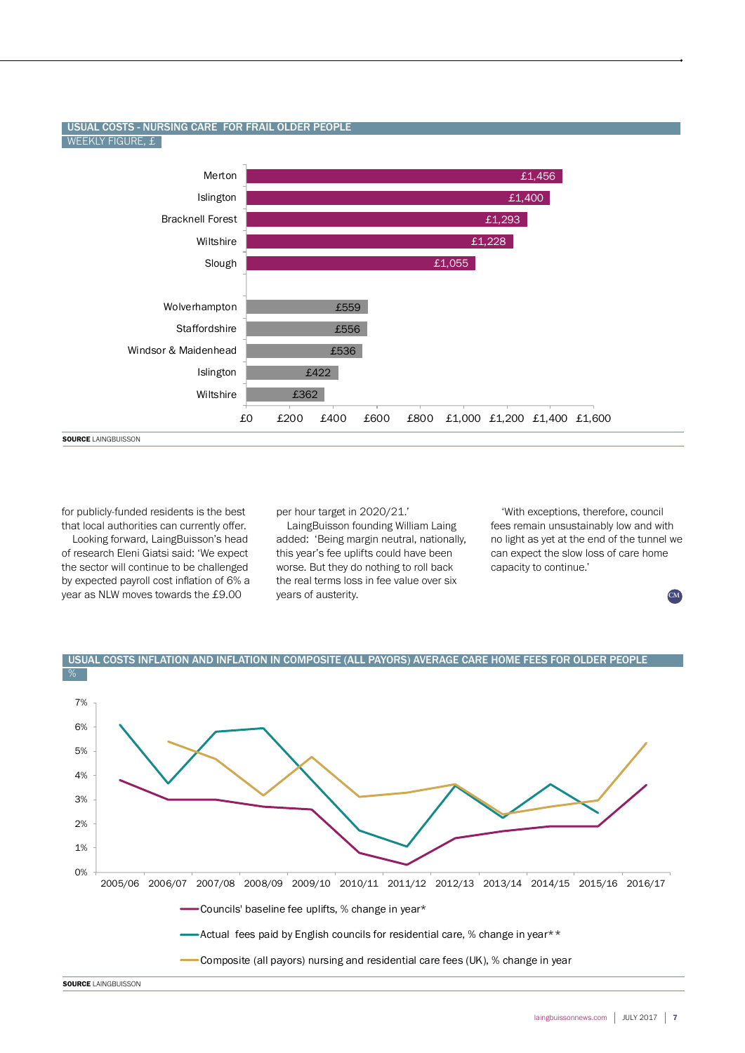## USUAL COSTS - NURSING CARE FOR FRAIL OLDER PEOPLE

WEEKLY FIGURE, £

| Area | Weekly figure |
|---|---|
| Merton | £1,456 |
| Islington | £1,400 |
| Bracknell Forest | £1,293 |
| Wiltshire | £1,228 |
| Slough | £1,055 |
| Wolverhampton | £559 |
| Staffordshire | £556 |
| Windsor & Maidenhead | £536 |
| Islington | £422 |
| Wiltshire | £362 |

**SOURCE** LAINGBUISSON

for publicly-funded residents is the best that local authorities can currently offer.

Looking forward, LaingBuisson's head of research Eleni Giatsi said: 'We expect the sector will continue to be challenged by expected payroll cost inflation of 6% a year as NLW moves towards the £9.00 per hour target in 2020/21.'

LaingBuisson founding William Laing added: 'Being margin neutral, nationally, this year's fee uplifts could have been worse. But they do nothing to roll back the real terms loss in fee value over six years of austerity.

'With exceptions, therefore, council fees remain unsustainably low and with no light as yet at the end of the tunnel we can expect the slow loss of care home capacity to continue.'

## USUAL COSTS INFLATION AND INFLATION IN COMPOSITE (ALL PAYORS) AVERAGE CARE HOME FEES FOR OLDER PEOPLE

%

- Councils' baseline fee uplifts, % change in year*
- Actual fees paid by English councils for residential care, % change in year**
- Composite (all payors) nursing and residential care fees (UK), % change in year

**SOURCE** LAINGBUISSON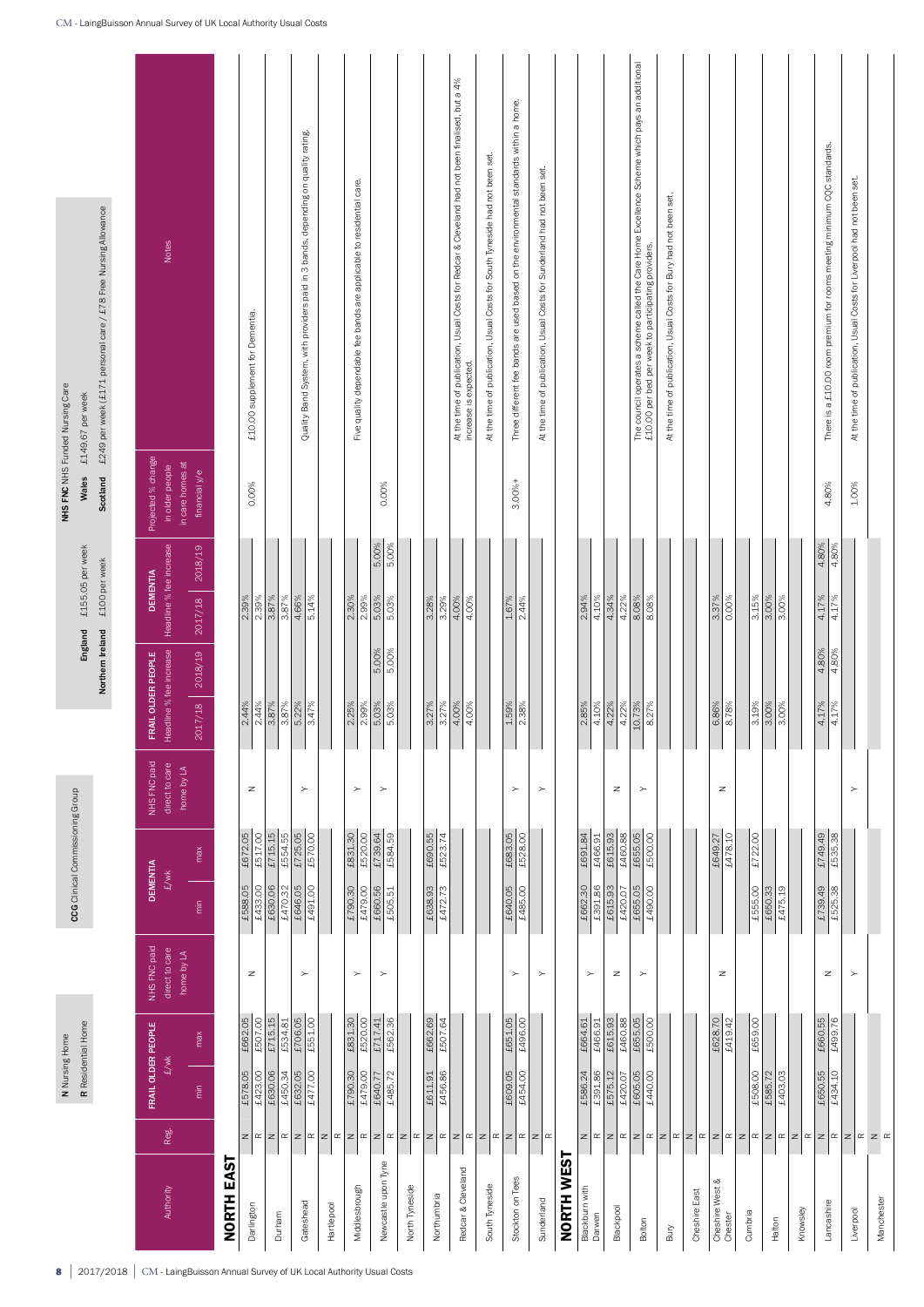**N** Nursing Home
**R** Residential Home

**CCG** Clinical Commissioning Group

**NHS FNC** NHS Funded Nursing Care

| | |
|---|---|
| England | £155.05 per week |
| Northern Ireland | £100 per week |
| Wales | £149.67 per week |
| Scotland | £249 per week (£171 personal care / £78 Free Nursing Allowance) |

| Authority | Reg. | FRAIL OLDER PEOPLE £/wk min | FRAIL OLDER PEOPLE £/wk max | NHS FNC paid direct to care home by LA | DEMENTIA £/wk min | DEMENTIA £/wk max | NHS FNC paid direct to care home by LA | FRAIL OLDER PEOPLE Headline % fee increase 2017/18 | FRAIL OLDER PEOPLE Headline % fee increase 2018/19 | DEMENTIA Headline % fee increase 2017/18 | DEMENTIA Headline % fee increase 2018/19 | Projected % change in older people in care homes at financial y/e | Notes |
|---|---|---|---|---|---|---|---|---|---|---|---|---|---|
| **NORTH EAST** | | | | | | | | | | | | | |
| Darlington | N | £578.05 | £662.05 | N | £588.05 | £672.05 | N | 2.44% | | 2.39% | | 0.00% | £10.00 supplement for Dementia. |
| | R | £423.00 | £507.00 | | £433.00 | £517.00 | | 2.44% | | 2.39% | | | |
| Durham | N | £630.06 | £715.15 | | £630.06 | £715.15 | | 3.87% | | 3.87% | | | |
| | R | £450.34 | £534.81 | | £470.32 | £554.55 | | 3.87% | | 3.87% | | | |
| Gateshead | N | £632.05 | £706.05 | Y | £646.05 | £725.05 | Y | 5.22% | | 4.66% | | | Quality Band System, with providers paid in 3 bands, depending on quality rating. |
| | R | £477.00 | £551.00 | | £491.00 | £570.00 | | 3.47% | | 5.14% | | | |
| Hartlepool | N | | | | | | | | | | | | |
| | R | | | | | | | | | | | | |
| Middlesbrough | N | £790.30 | £831.30 | Y | £790.30 | £831.30 | Y | 2.25% | | 2.30% | | | Five quality dependable fee bands are applicable to residential care. |
| | R | £479.00 | £520.00 | | £479.00 | £520.00 | | 2.99% | | 2.99% | | | |
| Newcastle upon Tyne | N | £640.77 | £717.41 | Y | £660.56 | £739.64 | Y | 5.03% | 5.00% | 5.03% | 5.00% | 0.00% | |
| | R | £485.72 | £562.36 | | £505.51 | £584.59 | | 5.03% | 5.00% | 5.03% | 5.00% | | |
| North Tyneside | N | | | | | | | | | | | | |
| | R | | | | | | | | | | | | |
| Northumbria | N | £611.91 | £662.69 | | £638.93 | £690.55 | | 3.27% | | 3.28% | | | |
| | R | £456.86 | £507.64 | | £472.73 | £523.74 | | 3.27% | | 3.29% | | | |
| Redcar & Cleveland | N | | | | | | | 4.00% | | 4.00% | | | At the time of publication, Usual Costs for Redcar & Cleveland had not been finalised, but a 4% increase is expected. |
| | R | | | | | | | 4.00% | | 4.00% | | | |
| South Tyneside | N | | | | | | | | | | | | At the time of publication, Usual Costs for South Tyneside had not been set. |
| | R | | | | | | | | | | | | |
| Stockton on Tees | N | £609.05 | £651.05 | Y | £640.05 | £683.05 | Y | 1.59% | | 1.67% | | 3.00%+ | Three different fee bands are used based on the environmental standards within a home. |
| | R | £454.00 | £496.00 | | £485.00 | £528.00 | | 2.38% | | 2.44% | | | |
| Sunderland | N | | | Y | | | Y | | | | | | At the time of publication, Usual Costs for Sunderland had not been set. |
| | R | | | | | | | | | | | | |
| **NORTH WEST** | | | | | | | | | | | | | |
| Blackburn with Darwen | N | £586.24 | £664.61 | Y | £662.30 | £691.84 | | 2.85% | | 2.84% | | | |
| | R | £391.86 | £466.91 | | £391.86 | £466.91 | | 4.10% | | 4.10% | | | |
| Blackpool | N | £575.12 | £615.93 | N | £615.93 | £615.93 | N | 4.22% | | 4.34% | | | |
| | R | £420.07 | £460.88 | | £420.07 | £460.88 | | 4.22% | | 4.22% | | | |
| Bolton | N | £605.05 | £655.05 | Y | £655.05 | £655.05 | Y | 10.73% | | 8.08% | | | The council operates a scheme called the Care Home Excellence Scheme which pays an additional £10.00 per bed per week to participating providers. |
| | R | £440.00 | £500.00 | | £490.00 | £500.00 | | 8.27% | | 8.08% | | | |
| Bury | N | | | | | | | | | | | | At the time of publication, Usual Costs for Bury had not been set. |
| | R | | | | | | | | | | | | |
| Cheshire East | N | | | | | | | | | | | | |
| | R | | | | | | | | | | | | |
| Cheshire West & Chester | N | | £628.70 | N | | £649.27 | N | 6.86% | | 3.37% | | | |
| | R | | £419.42 | | | £478.10 | | 8.78% | | 0.00% | | | |
| Cumbria | N | £508.00 | £659.00 | | £555.00 | £722.00 | | 3.19% | | 3.15% | | | |
| | R | | | | | | | | | | | | |
| Halton | N | £585.72 | | | £650.33 | | | 3.00% | | 3.00% | | | |
| | R | £403.03 | | | £475.19 | | | 3.00% | | 3.00% | | | |
| Knowsley | N | | | | | | | | | | | | |
| | R | | | | | | | | | | | | |
| Lancashire | N | £650.55 | £660.55 | N | £739.49 | £749.49 | N | 4.17% | 4.80% | 4.17% | 4.80% | 4.80% | There is a £10.00 room premium for rooms meeting minimum CQC standards. |
| | R | £434.10 | £499.76 | | £525.38 | £535.38 | | 4.17% | 4.80% | 4.17% | 4.80% | | |
| Liverpool | N | | | Y | | | Y | | | | | 1.00% | At the time of publication, Usual Costs for Liverpool had not been set. |
| | R | | | | | | | | | | | | |
| Manchester | N | | | | | | | | | | | | |
| | R | | | | | | | | | | | | |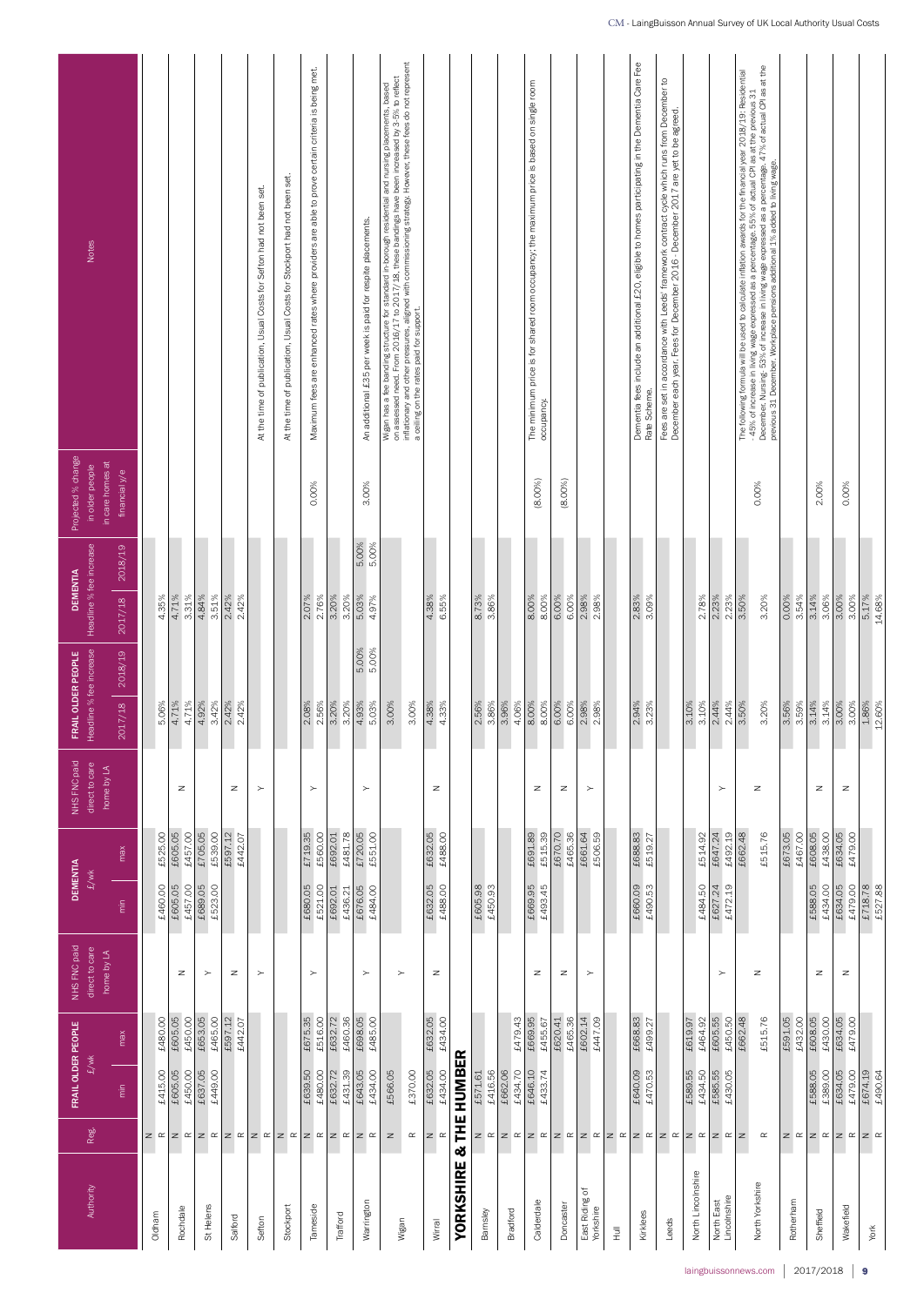| Authority | Reg. | FRAIL OLDER PEOPLE £/wk | | NHS FNC paid direct to care home by LA | DEMENTIA £/wk | | NHS FNC paid direct to care home by LA | FRAIL OLDER PEOPLE Headline % fee increase | | DEMENTIA Headline % fee increase | | Projected % change in older people in care homes at financial y/e | Notes |
|---|---|---|---|---|---|---|---|---|---|---|---|---|---|
| | | min | max | | min | max | | 2017/18 | 2018/19 | 2017/18 | 2018/19 | | |
| Oldham | N | | | | | | | | | | | | |
| | R | £415.00 | £480.00 | | £460.00 | £525.00 | | 5.06% | | 4.35% | | | |
| Rochdale | N | £605.05 | £605.05 | N | £605.05 | £605.05 | N | 4.71% | | 4.71% | | | |
| | R | £450.00 | £450.00 | | £457.00 | £457.00 | | 4.71% | | 3.31% | | | |
| St Helens | N | £637.05 | £653.05 | Y | £689.05 | £705.05 | | 4.92% | | 4.84% | | | |
| | R | £449.00 | £465.00 | | £523.00 | £539.00 | | 3.42% | | 3.51% | | | |
| Salford | N | | £597.12 | N | | £597.12 | N | 2.42% | | 2.42% | | | |
| | R | | £442.07 | | | £442.07 | | 2.42% | | 2.42% | | | |
| Sefton | N | | | Y | | | Y | | | | | | At the time of publication, Usual Costs for Sefton had not been set. |
| | R | | | | | | | | | | | | |
| Stockport | N | | | | | | | | | | | | At the time of publication, Usual Costs for Stockport had not been set. |
| | R | | | | | | | | | | | | |
| Tameside | N | £639.50 | £675.35 | Y | £680.05 | £719.35 | Y | 2.08% | | 2.07% | | 0.00% | Maximum fees are enhanced rates where providers are able to prove certain criteria is being met. |
| | R | £480.00 | £516.00 | | £521.00 | £560.00 | | 2.56% | | 2.76% | | | |
| Trafford | N | £632.72 | £632.72 | | £692.01 | £692.01 | | 3.20% | | 3.20% | | | |
| | R | £431.39 | £460.36 | | £436.21 | £481.78 | | 3.20% | | 3.20% | | | |
| Warrington | N | £643.05 | £698.05 | Y | £676.05 | £720.05 | Y | 4.93% | 5.00% | 5.03% | 5.00% | 3.00% | An additional £35 per week is paid for respite placements. |
| | R | £434.00 | £485.00 | | £484.00 | £551.00 | | 5.03% | 5.00% | 4.97% | 5.00% | | |
| Wigan | N | £566.05 | | Y | | | | 3.00% | | | | | Wigan has a fee banding structure for standard in-borough residential and nursing placements, based on assessed need. From 2016/17 to 2017/18, these bandings have been increased by 3.5% to reflect inflationary and other pressures, aligned with commissioning strategy. However, these fees do not represent a ceiling on the rates paid for support. |
| | R | £370.00 | | | | | | 3.00% | | | | | |
| Wirral | N | £632.05 | £632.05 | N | £632.05 | £632.05 | N | 4.38% | | 4.38% | | | |
| | R | £434.00 | £434.00 | | £488.00 | £488.00 | | 4.33% | | 6.55% | | | |
| **YORKSHIRE & THE HUMBER** | | | | | | | | | | | | | |
| Barnsley | N | £571.61 | | | £605.98 | | | 2.56% | | 8.73% | | | |
| | R | £416.56 | | | £450.93 | | | 3.86% | | 3.86% | | | |
| Bradford | N | £662.06 | | | | | | 3.96% | | | | | |
| | R | £434.70 | £479.43 | | | | | 4.06% | | | | | |
| Calderdale | N | £646.10 | £669.95 | N | £669.95 | £691.89 | N | 8.00% | | 8.00% | | (8.00%) | The minimum price is for shared room occupancy; the maximum price is based on single room occupancy. |
| | R | £433.74 | £455.67 | | £493.45 | £515.39 | | 8.00% | | 8.00% | | | |
| Doncaster | N | | £620.41 | N | | £670.70 | N | 6.00% | | 6.00% | | (8.00%) | |
| | R | | £465.36 | | | £465.36 | | 6.00% | | 6.00% | | | |
| East Riding of Yorkshire | N | | £602.14 | Y | | £661.64 | Y | 2.98% | | 2.98% | | | |
| | R | | £447.09 | | | £506.59 | | 2.98% | | 2.98% | | | |
| Hull | N | | | | | | | | | | | | |
| | R | | | | | | | | | | | | |
| Kirklees | N | £640.09 | £668.83 | | £660.09 | £688.83 | | 2.94% | | 2.83% | | | Dementia fees include an additional £20, eligible to homes participating in the Dementia Care Fee Rate Scheme. |
| | R | £470.53 | £499.27 | | £490.53 | £519.27 | | 3.23% | | 3.09% | | | |
| Leeds | N | | | | | | | | | | | | Fees are set in accordance with Leeds' framework contract cycle which runs from December to December each year. Fees for December 2016 - December 2017 are yet to be agreed. |
| | R | | | | | | | | | | | | |
| North Lincolnshire | N | £589.55 | £619.97 | | | | | 3.10% | | | | | |
| | R | £434.50 | £464.92 | | £484.50 | £514.92 | | 3.10% | | 2.78% | | | |
| North East Lincolnshire | N | £585.55 | £605.55 | Y | £627.24 | £647.24 | Y | 2.44% | | 2.23% | | | |
| | R | £430.05 | £450.50 | | £472.19 | £492.19 | | 2.44% | | 2.23% | | | |
| North Yorkshire | N | | £662.48 | N | | £662.48 | N | 3.50% | | 3.50% | | 0.00% | The following formula will be used to calculate inflation awards for the financial year 2018/19: Residential - 45% of increase in living wage expressed as a percentage. 55% of actual CPI as at the previous 31 December. Nursing: 53% of increase in living wage expressed as a percentage. 47% of actual CPI as at the previous 31 December. Workplace pensions additional 1% added to living wage. |
| | R | | £515.76 | | | £515.76 | | 3.20% | | 3.20% | | | |
| Rotherham | N | | £591.05 | | | £673.05 | | 3.56% | | 0.00% | | | |
| | R | | £432.00 | | | £467.00 | | 3.59% | | 3.54% | | | |
| Sheffield | N | £588.05 | £608.05 | N | £588.05 | £608.05 | N | 3.14% | | 3.14% | | 2.00% | |
| | R | £389.00 | £405.00 | | £434.00 | £438.00 | | 3.14% | | 3.06% | | | |
| Wakefield | N | £634.05 | £634.05 | N | £634.05 | £634.05 | N | 3.00% | | 3.00% | | 0.00% | |
| | R | £479.00 | £479.00 | | £479.00 | £479.00 | | 3.00% | | 3.00% | | | |
| York | N | £674.19 | | | £718.78 | | | 1.86% | | 5.17% | | | |
| | R | £490.64 | | | £527.88 | | | 12.60% | | 14.68% | | | |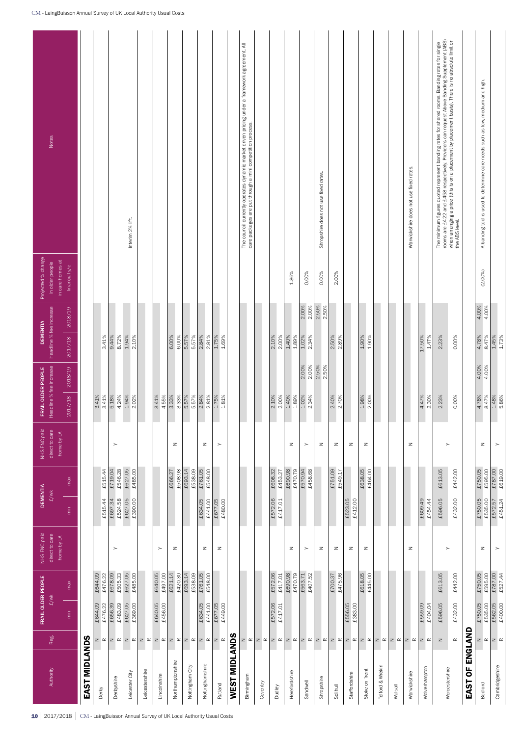| Authority | Reg. | FRAIL OLDER PEOPLE £/wk | | NHS FNC paid direct to care home by LA | DEMENTIA £/wk | | NHS FNC paid direct to care home by LA | FRAIL OLDER PEOPLE Headline % fee increase | | DEMENTIA Headline % fee increase | | Projected % change in older people in care homes at financial y/e | Notes |
|---|---|---|---|---|---|---|---|---|---|---|---|---|---|
| | | min | max | | min | max | | 2017/18 | 2018/19 | 2017/18 | 2018/19 | | |
| **EAST MIDLANDS** | | | | | | | | | | | | | |
| Derby | N | £644.09 | £644.09 | | | | | 3.41% | | | | | |
| | R | £476.22 | £476.22 | | £515.44 | £515.44 | | 3.41% | | 3.41% | | | |
| Derbyshire | N | £656.39 | £678.09 | Y | £697.34 | £719.04 | Y | 5.18% | | 9.44% | | | |
| | R | £483.09 | £505.33 | | £524.58 | £546.28 | | 4.24% | | 8.72% | | | |
| Leicester City | N | £627.05 | £627.05 | | £627.05 | £627.05 | | 1.94% | | 1.94% | | | Interim 2% lift. |
| | R | £369.00 | £485.00 | | £390.00 | £485.00 | | 2.02% | | 2.10% | | | |
| Leicestershire | N | | | | | | | | | | | | |
| | R | | | | | | | | | | | | |
| Lincolnshire | N | £640.05 | £640.05 | Y | | | | 3.41% | | | | | |
| | R | £456.00 | £497.00 | | | | | 4.55% | | | | | |
| Northamptonshire | N | | £621.14 | N | | £666.27 | N | 3.33% | | 6.00% | | | |
| | R | | £420.30 | | | £508.98 | | 3.33% | | 6.00% | | | |
| Nottingham City | N | | £693.14 | | | £693.14 | | 5.57% | | 5.57% | | | |
| | R | | £538.09 | | | £538.09 | | 5.57% | | 5.57% | | | |
| Nottinghamshire | N | £634.05 | £761.05 | N | £634.05 | £761.05 | N | 2.84% | | 2.84% | | | |
| | R | £441.00 | £548.00 | | £441.00 | £548.00 | | 2.81% | | 2.81% | | | |
| Rutland | N | £677.05 | | N | £677.05 | | Y | 1.75% | | 1.75% | | | |
| | R | £449.00 | | | £480.00 | | | 1.81% | | 1.69% | | | |
| **WEST MIDLANDS** | | | | | | | | | | | | | |
| Birmingham | N | | | | | | | | | | | | The council currently operates dynamic market driven pricing under a framework agreement. All care packages are put through a mini competition process. |
| | R | | | | | | | | | | | | |
| Coventry | N | | | | | | | | | | | | |
| | R | | | | | | | | | | | | |
| Dudley | N | £572.06 | £572.06 | | £572.06 | £608.32 | | 2.10% | | 2.10% | | | |
| | R | £417.01 | £417.01 | | £417.01 | £453.27 | | 2.00% | | 2.00% | | | |
| Herefordshire | N | | £690.98 | N | | £690.98 | N | 1.40% | | 1.40% | | 1.86% | |
| | R | | £470.79 | | | £470.79 | | 1.89% | | 1.89% | | | |
| Sandwell | N | | £563.71 | Y | | £570.94 | Y | 1.02% | 2.00% | 1.02% | 2.00% | 0.00% | |
| | R | | £407.52 | | | £458.68 | | 2.34% | 2.00% | 2.34% | 2.00% | | |
| Shropshire | N | | | N | | | N | | 2.50% | | 2.50% | 0.00% | Shropshire does not use fixed rates. |
| | R | | | | | | | | 2.50% | | 2.50% | | |
| Solihull | N | | £700.37 | N | | £751.09 | N | 2.40% | | 2.50% | | 2.00% | |
| | R | | £475.96 | | | £549.17 | | 2.70% | | 2.89% | | | |
| Staffordshire | N | £556.05 | | N | £523.05 | | N | | | | | | |
| | R | £383.00 | | | £412.00 | | | | | | | | |
| Stoke on Trent | N | | £618.05 | N | | £638.05 | N | 1.98% | | 1.90% | | | |
| | R | | £445.00 | | | £464.00 | | 2.00% | | 1.90% | | | |
| Telford & Wrekin | N | | | | | | | | | | | | |
| | R | | | | | | | | | | | | |
| Walsall | N | | | | | | | | | | | | |
| | R | | | | | | | | | | | | |
| Warwickshire | N | | | N | | | N | | | | | | Warwickshire does not use fixed rates. |
| | R | | | | | | | | | | | | |
| Wolverhampton | N | £559.09 | | | £609.49 | | | 4.47% | | 17.50% | | | |
| | R | £404.04 | | | £454.44 | | | 2.30% | | 1.47% | | | |
| Worcestershire | N | £596.05 | £613.05 | Y | £596.05 | £613.05 | Y | 2.23% | | 2.23% | | | The minimum figures quoted represent banding rates for shared rooms. Banding rates for single rooms are £422 and £458 respectively. Providers can request Above Banding Supplement (ABS) when arranging a price (this is on a placement by placement basis). There is no absolute limit on the ABS level. |
| | R | £432.00 | £442.00 | | £432.00 | £442.00 | | 0.00% | | 0.00% | | | |
| **EAST OF ENGLAND** | | | | | | | | | | | | | |
| Bedford | N | £750.05 | £750.05 | N | £750.05 | £750.05 | N | 4.78% | 4.00% | 4.78% | 4.00% | (2.00%) | A banding tool is used to determine care needs such as low, medium and high. |
| | R | £535.00 | £595.00 | | £535.00 | £595.00 | | 8.47% | 4.00% | 8.47% | 4.00% | | |
| Cambridgeshire | N | £562.05 | £787.00 | Y | £572.57 | £787.00 | Y | 1.48% | | 1.45% | | | |
| | R | £400.00 | £527.44 | | £451.24 | £619.00 | | 5.86% | | 1.73% | | | |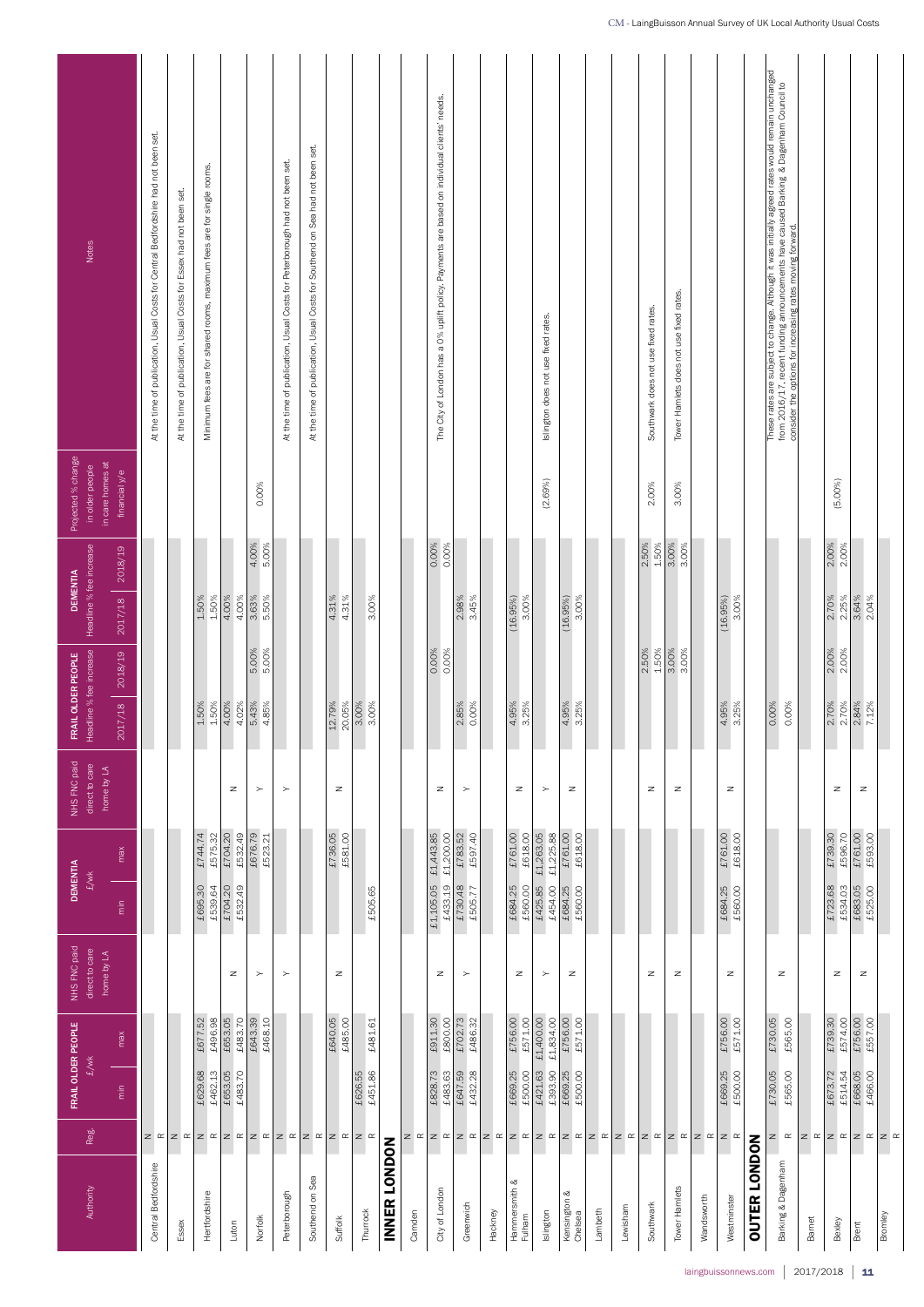| Authority | Reg. | FRAIL OLDER PEOPLE £/wk | | NHS FNC paid direct to care home by LA | DEMENTIA £/wk | | NHS FNC paid direct to care home by LA | FRAIL OLDER PEOPLE Headline % fee increase | | DEMENTIA Headline % fee increase | | Projected % change in older people in care homes at financial y/e | Notes |
|---|---|---|---|---|---|---|---|---|---|---|---|---|---|
| | | min | max | | min | max | | 2017/18 | 2018/19 | 2017/18 | 2018/19 | | |
| Central Bedfordshire | N | | | | | | | | | | | | At the time of publication, Usual Costs for Central Bedfordshire had not been set. |
| | R | | | | | | | | | | | | |
| Essex | N | | | | | | | | | | | | At the time of publication, Usual Costs for Essex had not been set. |
| | R | | | | | | | | | | | | |
| Hertfordshire | N | £629.68 | £677.52 | | £695.30 | £744.74 | | 1.50% | | 1.50% | | | Minimum fees are for shared rooms, maximum fees are for single rooms. |
| | R | £462.13 | £496.98 | | £539.64 | £575.32 | | 1.50% | | 1.50% | | | |
| Luton | N | £653.05 | £653.05 | N | £704.20 | £704.20 | N | 4.00% | | 4.00% | | | |
| | R | £483.70 | £483.70 | | £532.49 | £532.49 | | 4.02% | | 4.00% | | | |
| Norfolk | N | | £643.39 | Y | | £676.79 | Y | 5.43% | 5.00% | 3.63% | 4.00% | 0.00% | |
| | R | | £468.10 | | | £523.21 | | 4.85% | 5.00% | 5.50% | 5.00% | | |
| Peterborough | N | | | Y | | | Y | | | | | | At the time of publication, Usual Costs for Peterborough had not been set. |
| | R | | | | | | | | | | | | |
| Southend on Sea | N | | | | | | | | | | | | At the time of publication, Usual Costs for Southend on Sea had not been set. |
| | R | | | | | | | | | | | | |
| Suffolk | N | | £640.05 | N | | £736.05 | N | 12.79% | | 4.31% | | | |
| | R | | £485.00 | | | £581.00 | | 20.05% | | 4.31% | | | |
| Thurrock | N | £626.55 | | | | | | 3.00% | | | | | |
| | R | £451.86 | £481.61 | | £505.65 | | | 3.00% | | 3.00% | | | |
| **INNER LONDON** | | | | | | | | | | | | | |
| Camden | N | | | | | | | | | | | | |
| | R | | | | | | | | | | | | |
| City of London | N | £828.73 | £911.30 | N | £1,105.05 | £1,443.85 | N | | 0.00% | | 0.00% | | The City of London has a 0% uplift policy. Payments are based on individual clients' needs. |
| | R | £483.63 | £800.00 | | £433.19 | £1,200.00 | | | 0.00% | | 0.00% | | |
| Greenwich | N | £647.59 | £702.73 | Y | £730.48 | £783.52 | Y | 2.85% | | 2.98% | | | |
| | R | £432.28 | £486.32 | | £505.77 | £597.40 | | 0.00% | | 3.45% | | | |
| Hackney | N | | | | | | | | | | | | |
| | R | | | | | | | | | | | | |
| Hammersmith & Fulham | N | £669.25 | £756.00 | N | £684.25 | £761.00 | N | 4.95% | | (16.95%) | | | |
| | R | £500.00 | £571.00 | | £560.00 | £618.00 | | 3.25% | | 3.00% | | | |
| Islington | N | £421.63 | £1,400.00 | Y | £425.85 | £1,263.05 | Y | | | | | (2.69%) | Islington does not use fixed rates. |
| | R | £393.90 | £1,834.00 | | £454.00 | £1,225.88 | | | | | | | |
| Kensington & Chelsea | N | £669.25 | £756.00 | N | £684.25 | £761.00 | N | 4.95% | | (16.95%) | | | |
| | R | £500.00 | £571.00 | | £560.00 | £618.00 | | 3.25% | | 3.00% | | | |
| Lambeth | N | | | | | | | | | | | | |
| | R | | | | | | | | | | | | |
| Lewisham | N | | | | | | | | | | | | |
| | R | | | | | | | | | | | | |
| Southwark | N | | | N | | | N | | 2.50% | | 2.50% | 2.00% | Southwark does not use fixed rates. |
| | R | | | | | | | | 1.50% | | 1.50% | | |
| Tower Hamlets | N | | | N | | | N | | 3.00% | | 3.00% | 3.00% | Tower Hamlets does not use fixed rates. |
| | R | | | | | | | | 3.00% | | 3.00% | | |
| Wandsworth | N | | | | | | | | | | | | |
| | R | | | | | | | | | | | | |
| Westminster | N | £669.25 | £756.00 | N | £684.25 | £761.00 | N | 4.95% | | (16.95%) | | | |
| | R | £500.00 | £571.00 | | £560.00 | £618.00 | | 3.25% | | 3.00% | | | |
| **OUTER LONDON** | | | | | | | | | | | | | |
| Barking & Dagenham | N | £730.05 | £730.05 | N | | | | 0.00% | | | | | These rates are subject to change. Although it was initially agreed rates would remain unchanged from 2016/17, recent funding announcements have caused Barking & Dagenham Council to consider the options for increasing rates moving forward. |
| | R | £565.00 | £565.00 | | | | | 0.00% | | | | | |
| Barnet | N | | | | | | | | | | | | |
| | R | | | | | | | | | | | | |
| Bexley | N | £673.72 | £739.30 | N | £723.68 | £739.30 | N | 2.70% | 2.00% | 2.70% | 2.00% | (5.00%) | |
| | R | £514.54 | £574.00 | | £534.03 | £596.70 | | 2.70% | 2.00% | 2.25% | 2.00% | | |
| Brent | N | £668.05 | £756.00 | N | £683.05 | £761.00 | N | 2.84% | | 3.64% | | | |
| | R | £466.00 | £557.00 | | £525.00 | £593.00 | | 7.12% | | 2.04% | | | |
| Bromley | N | | | | | | | | | | | | |
| | R | | | | | | | | | | | | |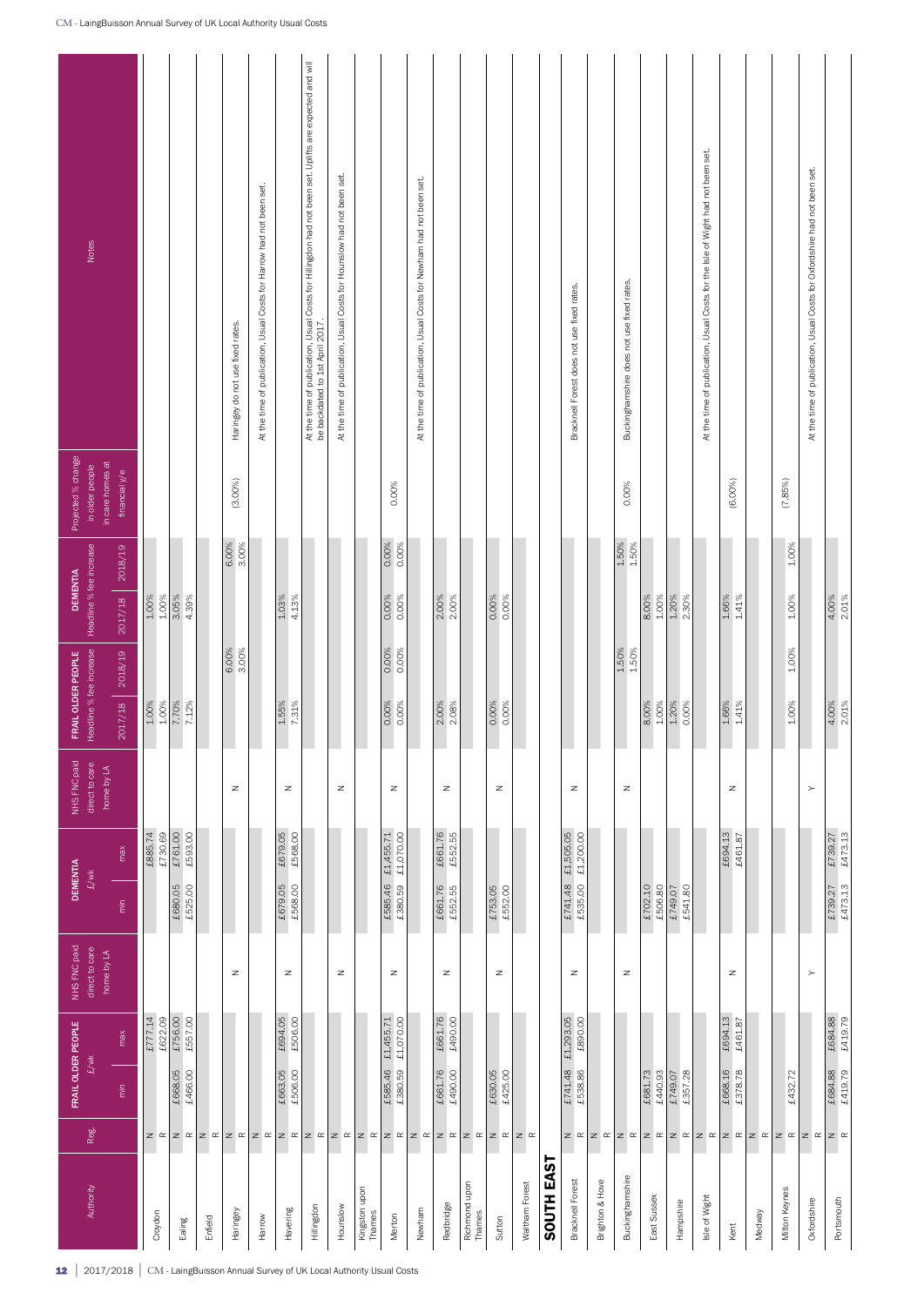| Authority | Reg. | FRAIL OLDER PEOPLE £/wk | | NHS FNC paid direct to care home by LA | DEMENTIA £/wk | | NHS FNC paid direct to care home by LA | FRAIL OLDER PEOPLE Headline % fee increase | | DEMENTIA Headline % fee increase | | Projected % change in older people in care homes at financial y/e | Notes |
|---|---|---|---|---|---|---|---|---|---|---|---|---|---|
| | | min | max | | min | max | | 2017/18 | 2018/19 | 2017/18 | 2018/19 | | |
| Croydon | N | | £777.14 | | | £885.74 | | 1.00% | | 1.00% | | | |
| | R | | £622.09 | | | £730.69 | | 1.00% | | 1.00% | | | |
| Ealing | N | £668.05 | £756.00 | | £680.05 | £761.00 | | 7.70% | | 3.05% | | | |
| | R | £466.00 | £557.00 | | £525.00 | £593.00 | | 7.12% | | 4.39% | | | |
| Enfield | N | | | | | | | | | | | | |
| | R | | | | | | | | | | | | |
| Haringey | N | | | N | | | N | | 6.00% | | 6.00% | (3.00%) | Haringey do not use fixed rates. |
| | R | | | | | | | | 3.00% | | 3.00% | | |
| Harrow | N | | | | | | | | | | | | At the time of publication, Usual Costs for Harrow had not been set. |
| | R | | | | | | | | | | | | |
| Havering | N | £663.05 | £694.05 | N | £679.05 | £679.05 | N | 1.55% | | 1.03% | | | |
| | R | £506.00 | £506.00 | | £568.00 | £568.00 | | 7.31% | | 4.13% | | | |
| Hillingdon | N | | | | | | | | | | | | At the time of publication, Usual Costs for Hillingdon had not been set. Uplifts are expected and will be backdated to 1st April 2017. |
| | R | | | | | | | | | | | | |
| Hounslow | N | | | N | | | N | | | | | | At the time of publication, Usual Costs for Hounslow had not been set. |
| | R | | | | | | | | | | | | |
| Kingston upon Thames | N | | | | | | | | | | | | |
| | R | | | | | | | | | | | | |
| Merton | N | £585.46 | £1,455.71 | N | £585.46 | £1,455.71 | N | 0.00% | 0.00% | 0.00% | 0.00% | 0.00% | |
| | R | £380.59 | £1,070.00 | | £380.59 | £1,070.00 | | 0.00% | 0.00% | 0.00% | 0.00% | | |
| Newham | N | | | | | | | | | | | | At the time of publication, Usual Costs for Newham had not been set. |
| | R | | | | | | | | | | | | |
| Redbridge | N | £661.76 | £661.76 | N | £661.76 | £661.76 | N | 2.00% | | 2.00% | | | |
| | R | £490.00 | £490.00 | | £552.55 | £552.55 | | 2.08% | | 2.00% | | | |
| Richmond upon Thames | N | | | | | | | | | | | | |
| | R | | | | | | | | | | | | |
| Sutton | N | £630.05 | | N | £753.05 | | N | 0.00% | | 0.00% | | | |
| | R | £425.00 | | | £552.00 | | | 0.00% | | 0.00% | | | |
| Waltham Forest | N | | | | | | | | | | | | |
| | R | | | | | | | | | | | | |
| **SOUTH EAST** | | | | | | | | | | | | | |
| Bracknell Forest | N | £741.48 | £1,293.05 | N | £741.48 | £1,505.05 | N | | | | | | Bracknell Forest does not use fixed rates. |
| | R | £538.86 | £890.00 | | £535.00 | £1,200.00 | | | | | | | |
| Brighton & Hove | N | | | | | | | | | | | | |
| | R | | | | | | | | | | | | |
| Buckinghamshire | N | | | N | | | N | | 1.50% | | 1.50% | 0.00% | Buckinghamshire does not use fixed rates. |
| | R | | | | | | | | 1.50% | | 1.50% | | |
| East Sussex | N | £681.73 | | | £702.10 | | | 8.00% | | 8.00% | | | |
| | R | £440.93 | | | £506.80 | | | 1.00% | | 1.00% | | | |
| Hampshire | N | £749.07 | | | £749.07 | | | 1.20% | | 1.20% | | | |
| | R | £357.28 | | | £541.80 | | | 0.00% | | 2.30% | | | |
| Isle of Wight | N | | | | | | | | | | | | At the time of publication, Usual Costs for the Isle of Wight had not been set. |
| | R | | | | | | | | | | | | |
| Kent | N | £668.16 | £694.13 | N | | £694.13 | N | 1.66% | | 1.66% | | (6.00%) | |
| | R | £378.78 | £461.87 | | | £461.87 | | 1.41% | | 1.41% | | | |
| Medway | N | | | | | | | | | | | | |
| | R | | | | | | | | | | | | |
| Milton Keynes | N | | | | | | | | | | | (7.85%) | |
| | R | £432.72 | | | | | | 1.00% | 1.00% | 1.00% | 1.00% | | |
| Oxfordshire | N | | | Y | | | Y | | | | | | At the time of publication, Usual Costs for Oxfordshire had not been set. |
| | R | | | | | | | | | | | | |
| Portsmouth | N | £684.88 | £684.88 | | £739.27 | £739.27 | | 4.00% | | 4.00% | | | |
| | R | £419.79 | £419.79 | | £473.13 | £473.13 | | 2.01% | | 2.01% | | | |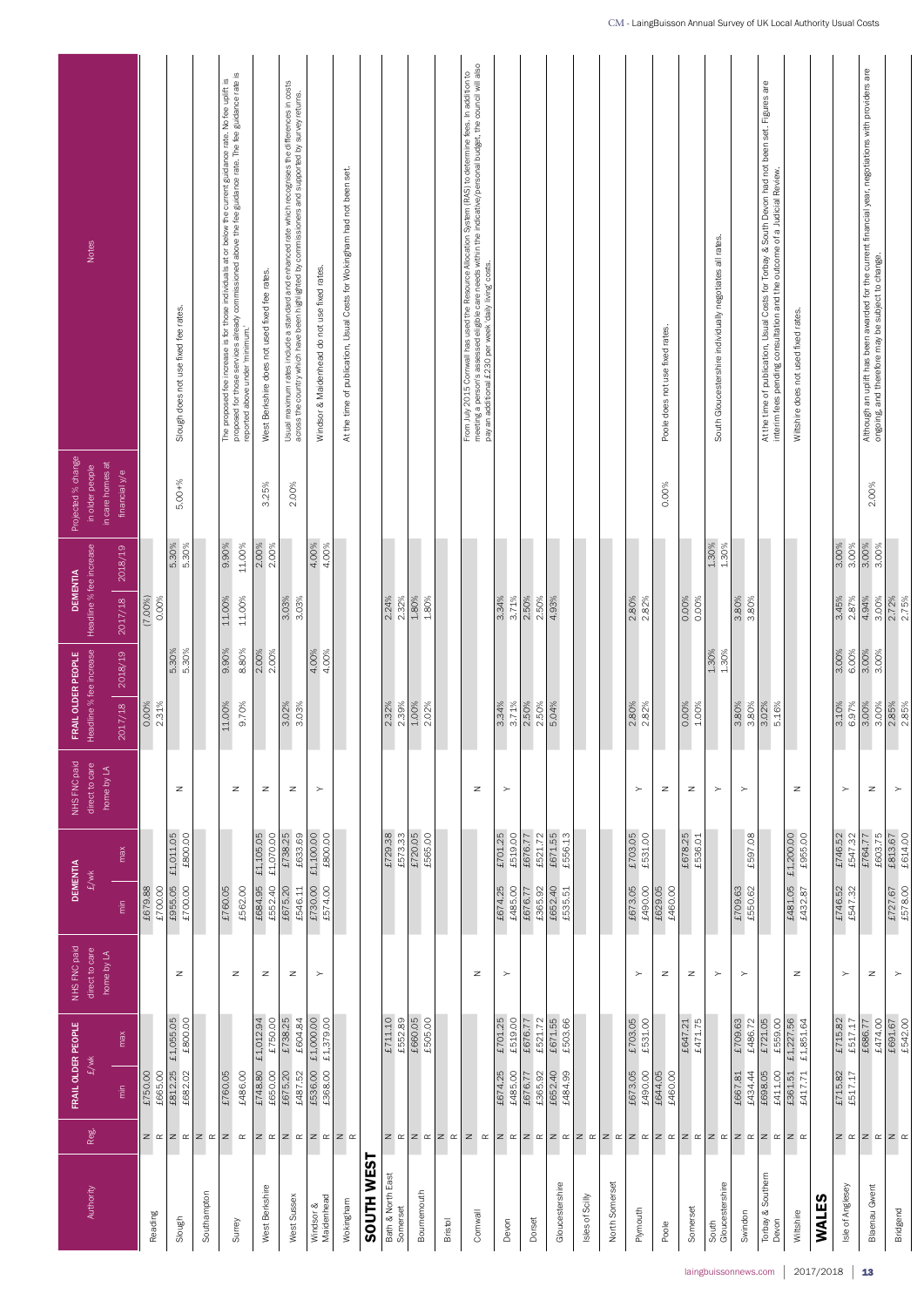| Authority | Reg. | FRAIL OLDER PEOPLE £/wk | | NHS FNC paid direct to care home by LA | DEMENTIA £/wk | | NHS FNC paid direct to care home by LA | FRAIL OLDER PEOPLE Headline % fee increase | | DEMENTIA Headline % fee increase | | Projected % change in older people in care homes at financial y/e | Notes |
|---|---|---|---|---|---|---|---|---|---|---|---|---|---|
| | | min | max | | min | max | | 2017/18 | 2018/19 | 2017/18 | 2018/19 | | |
| Reading | N | £750.00 | | | £679.88 | | | 0.00% | | (7.00%) | | | |
| | R | £665.00 | | | £700.00 | | | 2.31% | | 0.00% | | | |
| Slough | N | £812.25 | £1,055.05 | N | £955.05 | £1,011.05 | N | | 5.30% | | 5.30% | 5.00+% | Slough does not use fixed fee rates. |
| | R | £682.02 | £800.00 | | £700.00 | £800.00 | | | 5.30% | | 5.30% | | |
| Southampton | N | | | | | | | | | | | | |
| | R | | | | | | | | | | | | |
| Surrey | N | £760.05 | | N | £760.05 | | N | 11.00% | 9.90% | 11.00% | 9.90% | | The proposed fee increase is for those individuals at or below the current guidance rate. No fee uplift is proposed for those services already commissioned above the fee guidance rate. The fee guidance rate is reported above under 'minimum'. |
| | R | £486.00 | | | £562.00 | | | 9.70% | 8.80% | 11.00% | 11.00% | | |
| West Berkshire | N | £748.80 | £1,012.94 | N | £684.95 | £1,105.05 | N | | 2.00% | | 2.00% | 3.25% | West Berkshire does not used fixed fee rates. |
| | R | £650.00 | £750.00 | | £552.40 | £1,070.00 | | | 2.00% | | 2.00% | | |
| West Sussex | N | £675.20 | £738.25 | N | £675.20 | £738.25 | N | 3.02% | | 3.03% | | 2.00% | Usual maximum rates include a standard and enhanced rate which recognises the differences in costs across the country which have been highlighted by commissioners and supported by survey returns. |
| | R | £487.52 | £604.84 | | £546.11 | £633.69 | | 3.03% | | 3.03% | | | |
| Windsor & Maidenhead | N | £536.00 | £1,000.00 | Y | £730.00 | £1,100.00 | Y | | 4.00% | | 4.00% | | Windsor & Maidenhead do not use fixed rates. |
| | R | £368.00 | £1,379.00 | | £574.00 | £800.00 | | | 4.00% | | 4.00% | | |
| Wokingham | N | | | | | | | | | | | | At the time of publication, Usual Costs for Wokingham had not been set. |
| | R | | | | | | | | | | | | |
| **SOUTH WEST** | | | | | | | | | | | | | |
| Bath & North East Somerset | N | | £711.10 | | | £729.38 | | 2.32% | | 2.24% | | | |
| | R | | £552.89 | | | £573.33 | | 2.39% | | 2.32% | | | |
| Bournemouth | N | | £660.05 | | | £720.05 | | 1.00% | | 1.80% | | | |
| | R | | £505.00 | | | £565.00 | | 2.02% | | 1.80% | | | |
| Bristol | N | | | | | | | | | | | | |
| | R | | | | | | | | | | | | |
| Cornwall | N | | | N | | | N | | | | | | From July 2015 Cornwall has used the Resource Allocation System (RAS) to determine fees. In addition to meeting a person's assessed eligible care needs within the indicative/personal budget, the council will also pay an additional £230 per week 'daily living' costs. |
| | R | | | | | | | | | | | | |
| Devon | N | £674.25 | £701.25 | Y | £674.25 | £701.25 | Y | 3.34% | | 3.34% | | | |
| | R | £485.00 | £519.00 | | £485.00 | £519.00 | | 3.71% | | 3.71% | | | |
| Dorset | N | £676.77 | £676.77 | | £676.77 | £676.77 | | 2.50% | | 2.50% | | | |
| | R | £365.92 | £521.72 | | £365.92 | £521.72 | | 2.50% | | 2.50% | | | |
| Gloucestershire | N | £652.40 | £671.55 | | £652.40 | £671.55 | | 5.04% | | 4.93% | | | |
| | R | £484.99 | £503.66 | | £535.51 | £556.13 | | | | | | | |
| Isles of Scilly | N | | | | | | | | | | | | |
| | R | | | | | | | | | | | | |
| North Somerset | N | | | | | | | | | | | | |
| | R | | | | | | | | | | | | |
| Plymouth | N | £673.05 | £703.05 | Y | £673.05 | £703.05 | Y | 2.80% | | 2.80% | | | |
| | R | £490.00 | £531.00 | | £490.00 | £531.00 | | 2.82% | | 2.82% | | | |
| Poole | N | £644.05 | | N | £629.05 | | N | | | | | 0.00% | Poole does not use fixed rates. |
| | R | £460.00 | | | £460.00 | | | | | | | | |
| Somerset | N | | £647.21 | N | | £678.25 | N | 0.00% | | 0.00% | | | |
| | R | | £471.75 | | | £536.01 | | 1.00% | | 0.00% | | | |
| South Gloucestershire | N | | | | | | | | 1.30% | | 1.30% | | South Gloucestershire individually negotiates all rates. |
| | R | | | Y | | | Y | | 1.30% | | 1.30% | | |
| Swindon | N | £667.81 | £709.63 | Y | £709.63 | | Y | 3.80% | | 3.80% | | | |
| | R | £434.44 | £486.72 | | £550.62 | £597.08 | | 3.80% | | 3.80% | | | |
| Torbay & Southern Devon | N | £698.05 | £721.05 | | | | | 3.02% | | | | | At the time of publication, Usual Costs for Torbay & South Devon had not been set. Figures are interim fees pending consultation and the outcome of a Judicial Review. |
| | R | £411.00 | £559.00 | | | | | 5.16% | | | | | |
| Wiltshire | N | £361.51 | £1,227.56 | N | £481.05 | £1,200.00 | N | | | | | | Wiltshire does not used fixed fee rates. |
| | R | £417.71 | £1,851.64 | | £432.87 | £955.00 | | | | | | | |
| **WALES** | | | | | | | | | | | | | |
| Isle of Anglesey | N | £715.82 | £715.82 | Y | £746.52 | £746.52 | Y | 3.10% | 3.00% | 3.45% | 3.00% | | |
| | R | £517.17 | £517.17 | | £547.32 | £547.32 | | 6.97% | 6.00% | 2.87% | 3.00% | | |
| Blaenau Gwent | N | | £686.77 | N | | £764.77 | N | 3.00% | 3.00% | 4.94% | 3.00% | 2.00% | Although an uplift has been awarded for the current financial year, negotiations with providers are ongoing, and therefore may be subject to change. |
| | R | | £474.00 | | | £603.75 | | 3.00% | 3.00% | 3.00% | 3.00% | | |
| Bridgend | N | | £691.67 | Y | £727.67 | £813.67 | Y | 2.85% | | 2.72% | | | |
| | R | | £542.00 | | £578.00 | £614.00 | | 2.85% | | 2.75% | | | |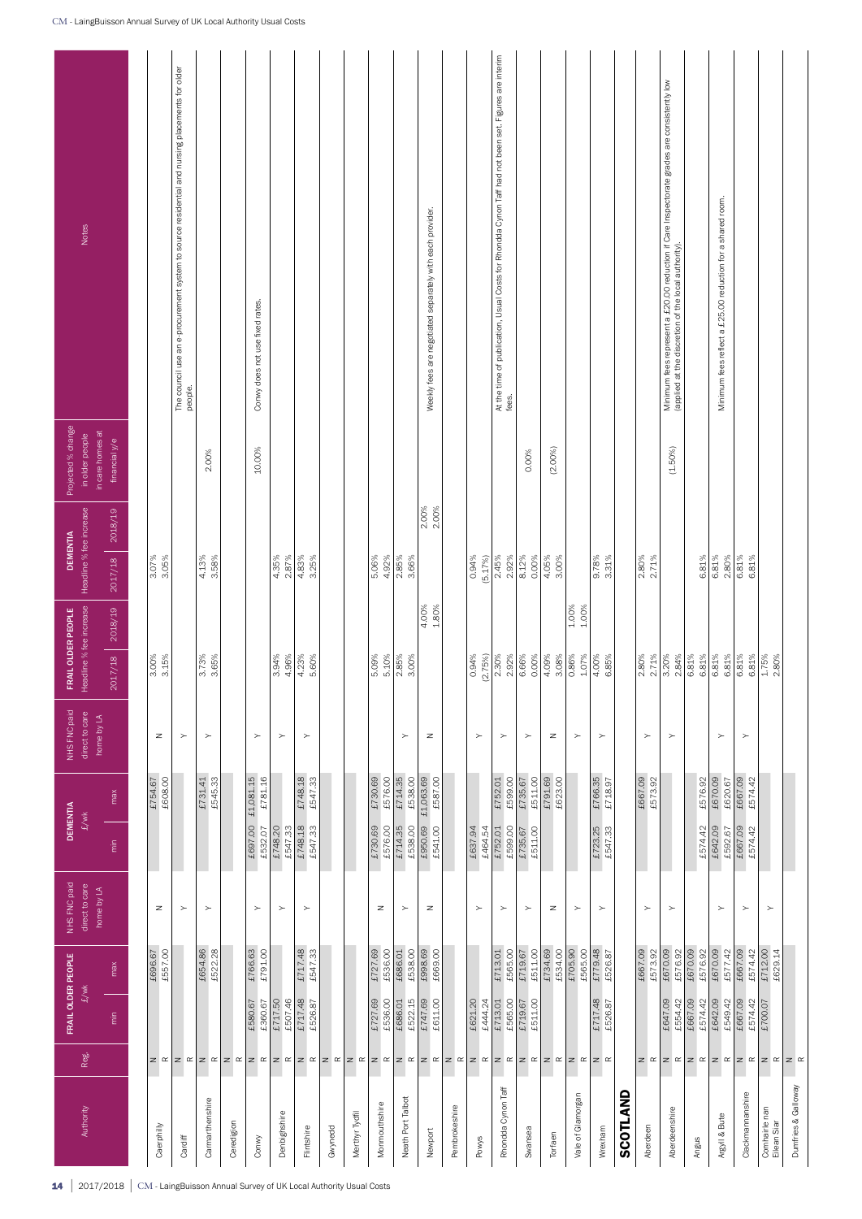| Authority | Reg. | FRAIL OLDER PEOPLE £/wk | | NHS FNC paid direct to care home by LA | DEMENTIA £/wk | | NHS FNC paid direct to care home by LA | FRAIL OLDER PEOPLE Headline % fee increase | | DEMENTIA Headline % fee increase | | Projected % change in older people in care homes at financial y/e | Notes |
|---|---|---|---|---|---|---|---|---|---|---|---|---|---|
| | | min | max | | min | max | | 2017/18 | 2018/19 | 2017/18 | 2018/19 | | |
| Caerphilly | N | | £696.67 | N | | £754.67 | N | 3.00% | | 3.07% | | | |
| | R | | £557.00 | | | £608.00 | | 3.15% | | 3.05% | | | |
| Cardiff | N | | | Y | | | Y | | | | | | The council use an e-procurement system to source residential and nursing placements for older people. |
| | R | | | | | | | | | | | | |
| Carmarthenshire | N | | £654.86 | Y | | £731.41 | Y | 3.73% | | 4.13% | | 2.00% | |
| | R | | £522.28 | | | £545.33 | | 3.65% | | 3.58% | | | |
| Ceredigion | N | | | | | | | | | | | | |
| | R | | | | | | | | | | | | |
| Conwy | N | £580.67 | £766.63 | Y | £697.00 | £1,081.15 | Y | | | | | 10.00% | Conwy does not use fixed rates. |
| | R | £360.67 | £791.00 | | £532.07 | £781.16 | | | | | | | |
| Denbighshire | N | £717.50 | | Y | £748.20 | | Y | 3.94% | | 4.35% | | | |
| | R | £507.46 | | | £547.33 | | | 4.96% | | 2.87% | | | |
| Flintshire | N | £717.48 | £717.48 | Y | £748.18 | £748.18 | Y | 4.23% | | 4.83% | | | |
| | R | £526.87 | £547.33 | | £547.33 | £547.33 | | 5.60% | | 3.25% | | | |
| Gwynedd | N | | | | | | | | | | | | |
| | R | | | | | | | | | | | | |
| Merthyr Tydfil | N | | | | | | | | | | | | |
| | R | | | | | | | | | | | | |
| Monmouthshire | N | £727.69 | £727.69 | N | £730.69 | £730.69 | | 5.09% | | 5.06% | | | |
| | R | £536.00 | £536.00 | | £576.00 | £576.00 | | 5.10% | | 4.92% | | | |
| Neath Port Talbot | N | £686.01 | £686.01 | Y | £714.35 | £714.35 | Y | 2.85% | | 2.85% | | | |
| | R | £522.15 | £538.00 | | £538.00 | £538.00 | | 3.00% | | 3.66% | | | |
| Newport | N | £747.69 | £998.69 | N | £950.69 | £1,063.69 | N | | 4.00% | | 2.00% | | Weekly fees are negotiated separately with each provider. |
| | R | £611.00 | £669.00 | | £541.00 | £587.00 | | | 1.80% | | 2.00% | | |
| Pembrokeshire | N | | | | | | | | | | | | |
| | R | | | | | | | | | | | | |
| Powys | N | £621.20 | | Y | £637.94 | | Y | 0.94% | | 0.94% | | | |
| | R | £444.24 | | | £464.54 | | | (2.75%) | | (5.17%) | | | |
| Rhondda Cynon Taff | N | £713.01 | £713.01 | Y | £752.01 | £752.01 | Y | 2.30% | | 2.45% | | | At the time of publication, Usual Costs for Rhondda Cynon Taff had not been set. Figures are interim fees. |
| | R | £565.00 | £565.00 | | £599.00 | £599.00 | | 2.92% | | 2.92% | | | |
| Swansea | N | £719.67 | £719.67 | Y | £735.67 | £735.67 | Y | 6.66% | | 8.12% | | 0.00% | |
| | R | £511.00 | £511.00 | | £511.00 | £511.00 | | 0.00% | | 0.00% | | | |
| Torfaen | N | | £734.69 | N | | £791.69 | N | 4.09% | | 4.05% | | (2.00%) | |
| | R | | £534.00 | | | £623.00 | | 3.08% | | 3.00% | | | |
| Vale of Glamorgan | N | | £705.90 | Y | | | Y | 0.86% | 1.00% | | | | |
| | R | | £565.00 | | | | | 1.07% | 1.00% | | | | |
| Wrexham | N | £717.48 | £779.48 | Y | £723.25 | £766.35 | Y | 4.00% | | 9.78% | | | |
| | R | £526.87 | £526.87 | | £547.33 | £718.97 | | 6.85% | | 3.31% | | | |
| **SCOTLAND** | | | | | | | | | | | | | |
| Aberdeen | N | | £667.09 | Y | | £667.09 | Y | 2.80% | | 2.80% | | | |
| | R | | £573.92 | | | £573.92 | | 2.71% | | 2.71% | | | |
| Aberdeenshire | N | £647.09 | £670.09 | Y | | | Y | 3.20% | | | | (1.50%) | Minimum fees represent a £20.00 reduction if Care Inspectorate grades are consistently low (applied at the discretion of the local authority). |
| | R | £554.42 | £576.92 | | | | | 2.84% | | | | | |
| Angus | N | £667.09 | £670.09 | | | | | 6.81% | | | | | |
| | R | £574.42 | £576.92 | | £574.42 | £576.92 | | 6.81% | | 6.81% | | | |
| Argyll & Bute | N | £642.09 | £670.09 | Y | £642.09 | £670.09 | Y | 6.81% | | 6.81% | | | Minimum fees reflect a £25.00 reduction for a shared room. |
| | R | £549.42 | £577.42 | | £592.67 | £620.67 | | 6.81% | | 2.80% | | | |
| Clackmannanshire | N | £667.09 | £667.09 | Y | £667.09 | £667.09 | Y | 6.81% | | 6.81% | | | |
| | R | £574.42 | £574.42 | | £574.42 | £574.42 | | 6.81% | | 6.81% | | | |
| Comhairle nan Eilean Siar | N | £700.07 | £712.00 | | | | | 1.75% | | | | | |
| | R | | £629.14 | Y | | | | 2.80% | | | | | |
| Dumfries & Galloway | N | | | | | | | | | | | | |
| | R | | | | | | | | | | | | |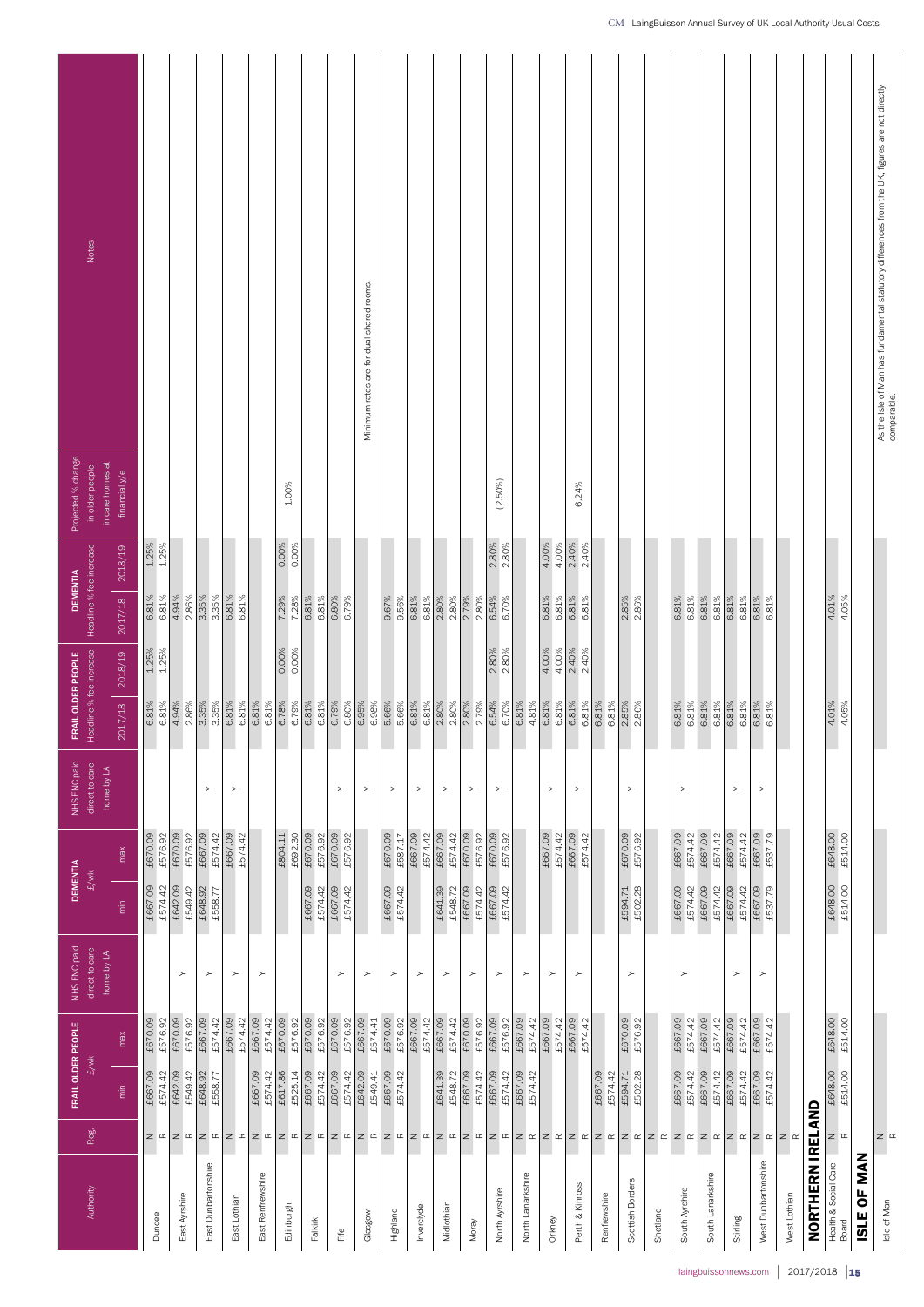| Authority | Reg. | FRAIL OLDER PEOPLE £/wk | | NHS FNC paid direct to care home by LA | DEMENTIA £/wk | | NHS FNC paid direct to care home by LA | FRAIL OLDER PEOPLE Headline % fee increase | | DEMENTIA Headline % fee increase | | Projected % change in older people in care homes at financial y/e | Notes |
|---|---|---|---|---|---|---|---|---|---|---|---|---|---|
| | | min | max | | min | max | | 2017/18 | 2018/19 | 2017/18 | 2018/19 | | |
| Dundee | N | £667.09 | £670.09 | | £667.09 | £670.09 | | 6.81% | 1.25% | 6.81% | 1.25% | | |
| | R | £574.42 | £576.92 | | £574.42 | £576.92 | | 6.81% | 1.25% | 6.81% | 1.25% | | |
| East Ayrshire | N | £642.09 | £670.09 | Y | £642.09 | £670.09 | | 4.94% | | 4.94% | | | |
| | R | £549.42 | £576.92 | | £549.42 | £576.92 | | 2.86% | | 2.86% | | | |
| East Dunbartonshire | N | £648.92 | £667.09 | Y | £648.92 | £667.09 | Y | 3.35% | | 3.35% | | | |
| | R | £558.77 | £574.42 | | £558.77 | £574.42 | | 3.35% | | 3.35% | | | |
| East Lothian | N | | £667.09 | Y | | £667.09 | Y | 6.81% | | 6.81% | | | |
| | R | | £574.42 | | | £574.42 | | 6.81% | | 6.81% | | | |
| East Renfrewshire | N | £667.09 | £667.09 | Y | | | | 6.81% | | | | | |
| | R | £574.42 | £574.42 | | | | | 6.81% | | | | | |
| Edinburgh | N | £617.86 | £670.09 | | | £804.11 | | 6.78% | 0.00% | 7.29% | 0.00% | 1.00% | |
| | R | £525.14 | £576.92 | | | £692.30 | | 6.79% | 0.00% | 7.28% | 0.00% | | |
| Falkirk | N | £667.09 | £670.09 | | £667.09 | £670.09 | | 6.81% | | 6.81% | | | |
| | R | £574.42 | £576.92 | | £574.42 | £576.92 | | 6.81% | | 6.81% | | | |
| Fife | N | £667.09 | £670.09 | Y | £667.09 | £670.09 | Y | 6.79% | | 6.80% | | | |
| | R | £574.42 | £576.92 | | £574.42 | £576.92 | | 6.80% | | 6.79% | | | |
| Glasgow | N | £642.09 | £667.09 | Y | | | Y | 6.95% | | | | | Minimum rates are for dual shared rooms. |
| | R | £549.41 | £574.41 | | | | | 6.98% | | | | | |
| Highland | N | £667.09 | £670.09 | Y | £667.09 | £670.09 | Y | 5.66% | | 9.67% | | | |
| | R | £574.42 | £576.92 | | £574.42 | £587.17 | | 5.66% | | 9.56% | | | |
| Inverclyde | N | | £667.09 | Y | | £667.09 | Y | 6.81% | | 6.81% | | | |
| | R | | £574.42 | | | £574.42 | | 6.81% | | 6.81% | | | |
| Midlothian | N | £641.39 | £667.09 | Y | £641.39 | £667.09 | Y | 2.80% | | 2.80% | | | |
| | R | £548.72 | £574.42 | | £548.72 | £574.42 | | 2.80% | | 2.80% | | | |
| Moray | N | £667.09 | £670.09 | Y | £667.09 | £670.09 | Y | 2.80% | | 2.79% | | | |
| | R | £574.42 | £576.92 | | £574.42 | £576.92 | | 2.79% | | 2.80% | | | |
| North Ayrshire | N | £667.09 | £667.09 | Y | £667.09 | £670.09 | Y | 6.54% | 2.80% | 6.54% | 2.80% | (2.50%) | |
| | R | £574.42 | £576.92 | | £574.42 | £576.92 | | 6.70% | 2.80% | 6.70% | 2.80% | | |
| North Lanarkshire | N | £667.09 | £667.09 | Y | | | | 6.81% | | | | | |
| | R | £574.42 | £574.42 | | | | | 4.81% | | | | | |
| Orkney | N | | £667.09 | Y | | £667.09 | Y | 6.81% | 4.00% | 6.81% | 4.00% | | |
| | R | | £574.42 | | | £574.42 | | 6.81% | 4.00% | 6.81% | 4.00% | | |
| Perth & Kinross | N | | £667.09 | Y | | £667.09 | Y | 6.81% | 2.40% | 6.81% | 2.40% | 6.24% | |
| | R | | £574.42 | | | £574.42 | | 6.81% | 2.40% | 6.81% | 2.40% | | |
| Renfrewshire | N | £667.09 | | | | | | 6.81% | | | | | |
| | R | £574.42 | | | | | | 6.81% | | | | | |
| Scottish Borders | N | £594.71 | £670.09 | Y | £594.71 | £670.09 | Y | 2.85% | | 2.85% | | | |
| | R | £502.28 | £576.92 | | £502.28 | £576.92 | | 2.86% | | 2.86% | | | |
| Shetland | N | | | | | | | | | | | | |
| | R | | | | | | | | | | | | |
| South Ayrshire | N | £667.09 | £667.09 | Y | £667.09 | £667.09 | Y | 6.81% | | 6.81% | | | |
| | R | £574.42 | £574.42 | | £574.42 | £574.42 | | 6.81% | | 6.81% | | | |
| South Lanarkshire | N | £667.09 | £667.09 | | £667.09 | £667.09 | | 6.81% | | 6.81% | | | |
| | R | £574.42 | £574.42 | | £574.42 | £574.42 | | 6.81% | | 6.81% | | | |
| Stirling | N | £667.09 | £667.09 | Y | £667.09 | £667.09 | Y | 6.81% | | 6.81% | | | |
| | R | £574.42 | £574.42 | | £574.42 | £574.42 | | 6.81% | | 6.81% | | | |
| West Dunbartonshire | N | £667.09 | £667.09 | Y | £667.09 | £667.09 | Y | 6.81% | | 6.81% | | | |
| | R | £574.42 | £574.42 | | £537.79 | £537.79 | | 6.81% | | 6.81% | | | |
| West Lothian | N | | | | | | | | | | | | |
| | R | | | | | | | | | | | | |
| **NORTHERN IRELAND** | | | | | | | | | | | | | |
| Health & Social Care Board | N | £648.00 | £648.00 | | £648.00 | £648.00 | | 4.01% | | 4.01% | | | |
| | R | £514.00 | £514.00 | | £514.00 | £514.00 | | 4.05% | | 4.05% | | | |
| **ISLE OF MAN** | | | | | | | | | | | | | |
| Isle of Man | N | | | | | | | | | | | | As the Isle of Man has fundamental statutory differences from the UK, figures are not directly comparable. |
| | R | | | | | | | | | | | | |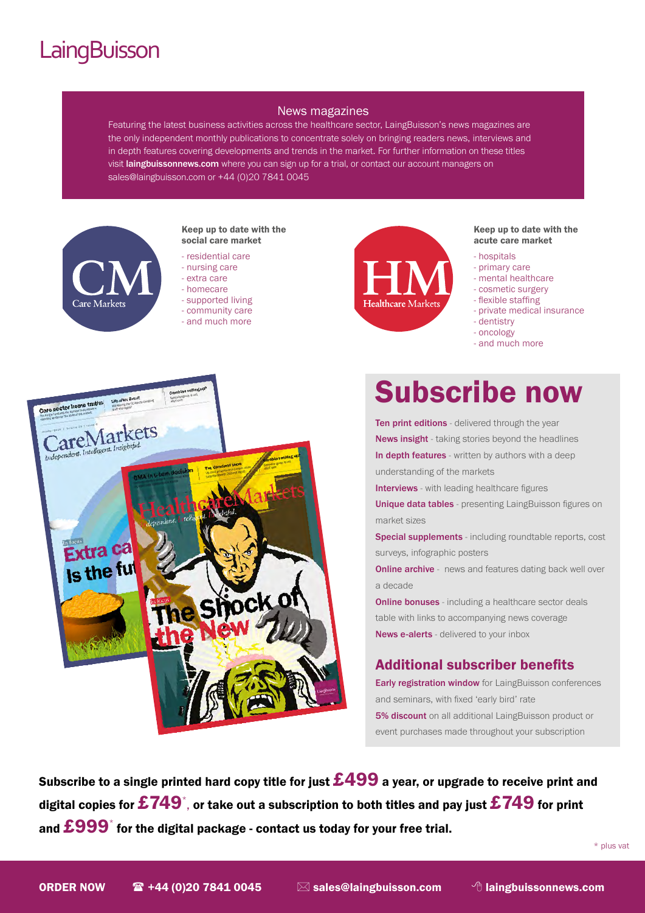LaingBuisson

## News magazines

Featuring the latest business activities across the healthcare sector, LaingBuisson's news magazines are the only independent monthly publications to concentrate solely on bringing readers news, interviews and in depth features covering developments and trends in the market. For further information on these titles visit **laingbuissonnews.com** where you can sign up for a trial, or contact our account managers on sales@laingbuisson.com or +44 (0)20 7841 0045

CM Care Markets

**Keep up to date with the social care market**

- residential care
- nursing care
- extra care
- homecare
- supported living
- community care
- and much more

HM Healthcare Markets

**Keep up to date with the acute care market**

- hospitals
- primary care
- mental healthcare
- cosmetic surgery
- flexible staffing
- private medical insurance
- dentistry
- oncology
- and much more

# Subscribe now

**Ten print editions** - delivered through the year

**News insight** - taking stories beyond the headlines

**In depth features** - written by authors with a deep understanding of the markets

**Interviews** - with leading healthcare figures

**Unique data tables** - presenting LaingBuisson figures on market sizes

**Special supplements** - including roundtable reports, cost surveys, infographic posters

**Online archive** - news and features dating back well over a decade

**Online bonuses** - including a healthcare sector deals table with links to accompanying news coverage

**News e-alerts** - delivered to your inbox

## Additional subscriber benefits

**Early registration window** for LaingBuisson conferences and seminars, with fixed 'early bird' rate

**5% discount** on all additional LaingBuisson product or event purchases made throughout your subscription

**Subscribe to a single printed hard copy title for just £499 a year, or upgrade to receive print and digital copies for £749*, or take out a subscription to both titles and pay just £749 for print and £999* for the digital package - contact us today for your free trial.**

\* plus vat

**ORDER NOW** ☎ **+44 (0)20 7841 0045** ✉ **sales@laingbuisson.com** **laingbuissonnews.com**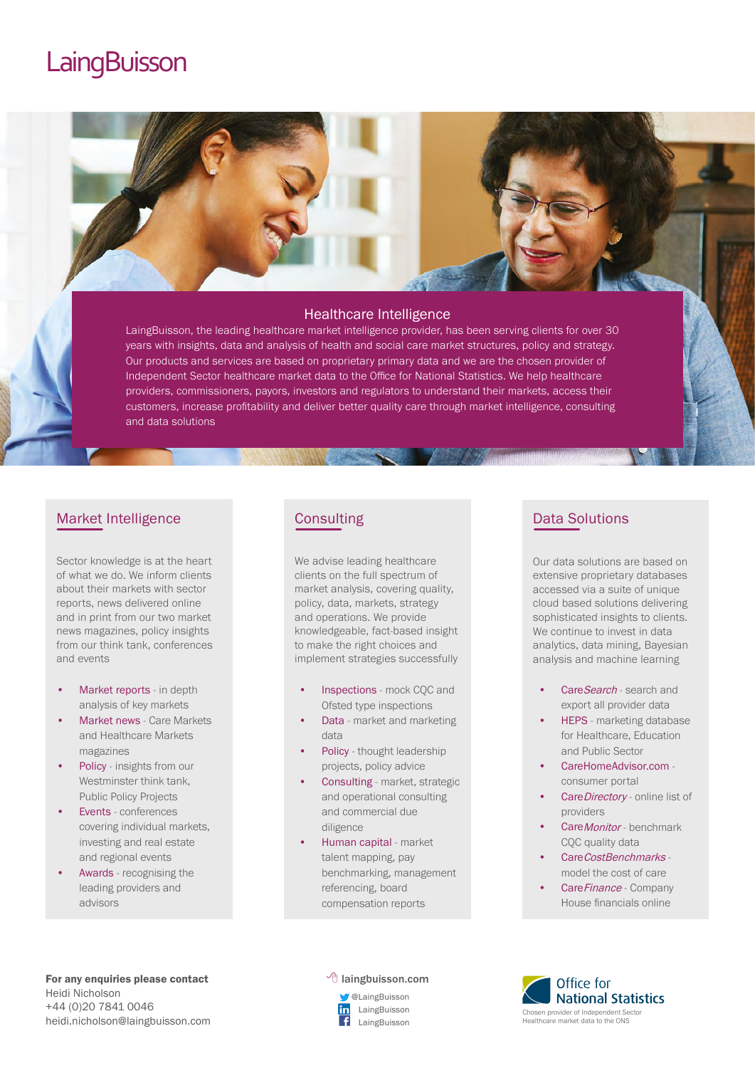# LaingBuisson

## Healthcare Intelligence

LaingBuisson, the leading healthcare market intelligence provider, has been serving clients for over 30 years with insights, data and analysis of health and social care market structures, policy and strategy. Our products and services are based on proprietary primary data and we are the chosen provider of Independent Sector healthcare market data to the Office for National Statistics. We help healthcare providers, commissioners, payors, investors and regulators to understand their markets, access their customers, increase profitability and deliver better quality care through market intelligence, consulting and data solutions

## Market Intelligence

Sector knowledge is at the heart of what we do. We inform clients about their markets with sector reports, news delivered online and in print from our two market news magazines, policy insights from our think tank, conferences and events

- Market reports - in depth analysis of key markets
- Market news - Care Markets and Healthcare Markets magazines
- Policy - insights from our Westminster think tank, Public Policy Projects
- Events - conferences covering individual markets, investing and real estate and regional events
- Awards - recognising the leading providers and advisors

## Consulting

We advise leading healthcare clients on the full spectrum of market analysis, covering quality, policy, data, markets, strategy and operations. We provide knowledgeable, fact-based insight to make the right choices and implement strategies successfully

- Inspections - mock CQC and Ofsted type inspections
- Data - market and marketing data
- Policy - thought leadership projects, policy advice
- Consulting - market, strategic and operational consulting and commercial due diligence
- Human capital - market talent mapping, pay benchmarking, management referencing, board compensation reports

## Data Solutions

Our data solutions are based on extensive proprietary databases accessed via a suite of unique cloud based solutions delivering sophisticated insights to clients. We continue to invest in data analytics, data mining, Bayesian analysis and machine learning

- Care*Search* - search and export all provider data
- HEPS - marketing database for Healthcare, Education and Public Sector
- CareHomeAdvisor.com - consumer portal
- Care*Directory* - online list of providers
- Care*Monitor* - benchmark CQC quality data
- Care*CostBenchmarks* - model the cost of care
- Care*Finance* - Company House financials online

**For any enquiries please contact**
Heidi Nicholson
+44 (0)20 7841 0046
heidi.nicholson@laingbuisson.com

laingbuisson.com
@LaingBuisson
LaingBuisson
LaingBuisson

Office for National Statistics
Chosen provider of Independent Sector Healthcare market data to the ONS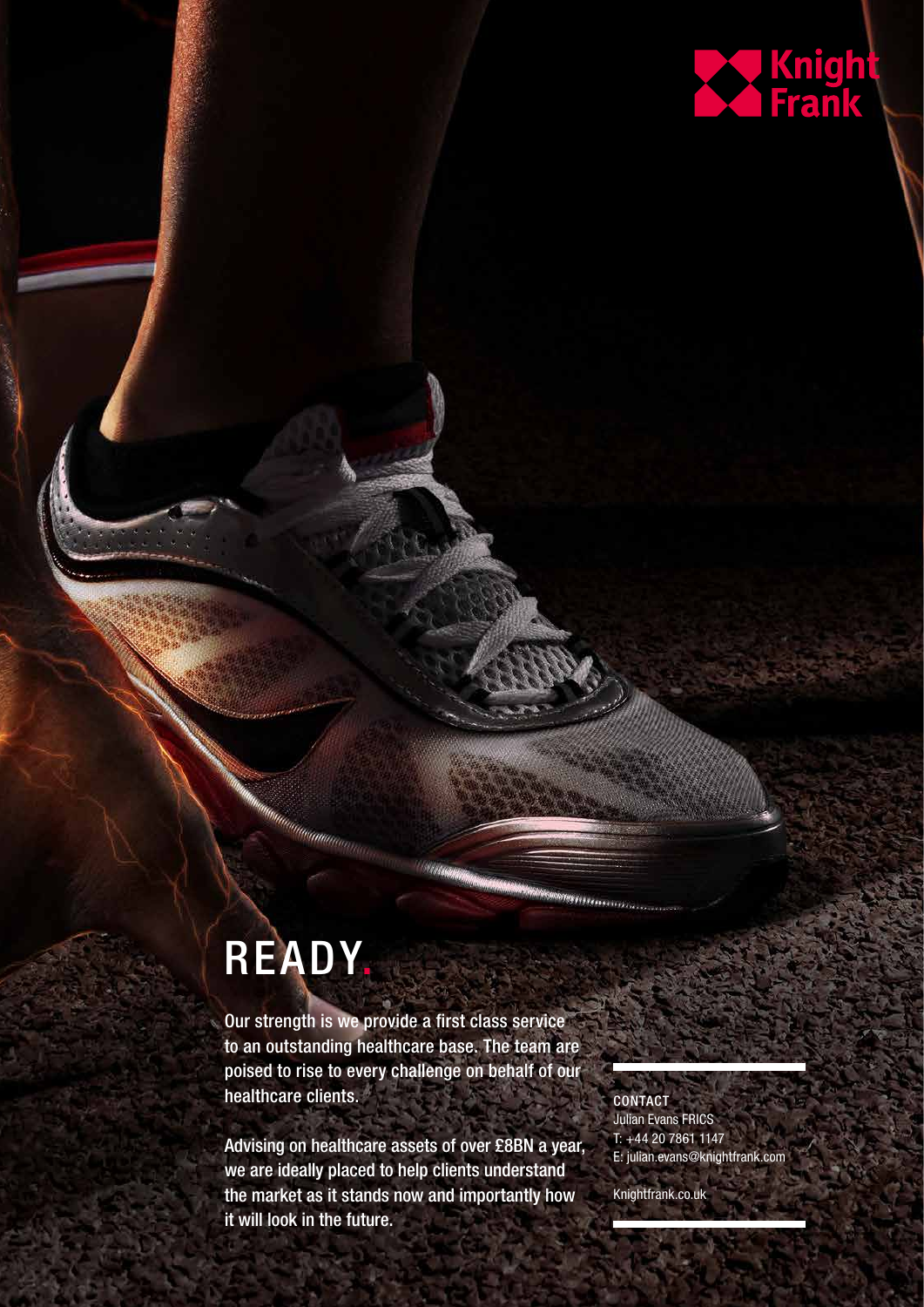Knight Frank

# READY.

Our strength is we provide a first class service to an outstanding healthcare base. The team are poised to rise to every challenge on behalf of our healthcare clients.

Advising on healthcare assets of over £8BN a year, we are ideally placed to help clients understand the market as it stands now and importantly how it will look in the future.

**CONTACT**
Julian Evans FRICS
T: +44 20 7861 1147
E: julian.evans@knightfrank.com

Knightfrank.co.uk